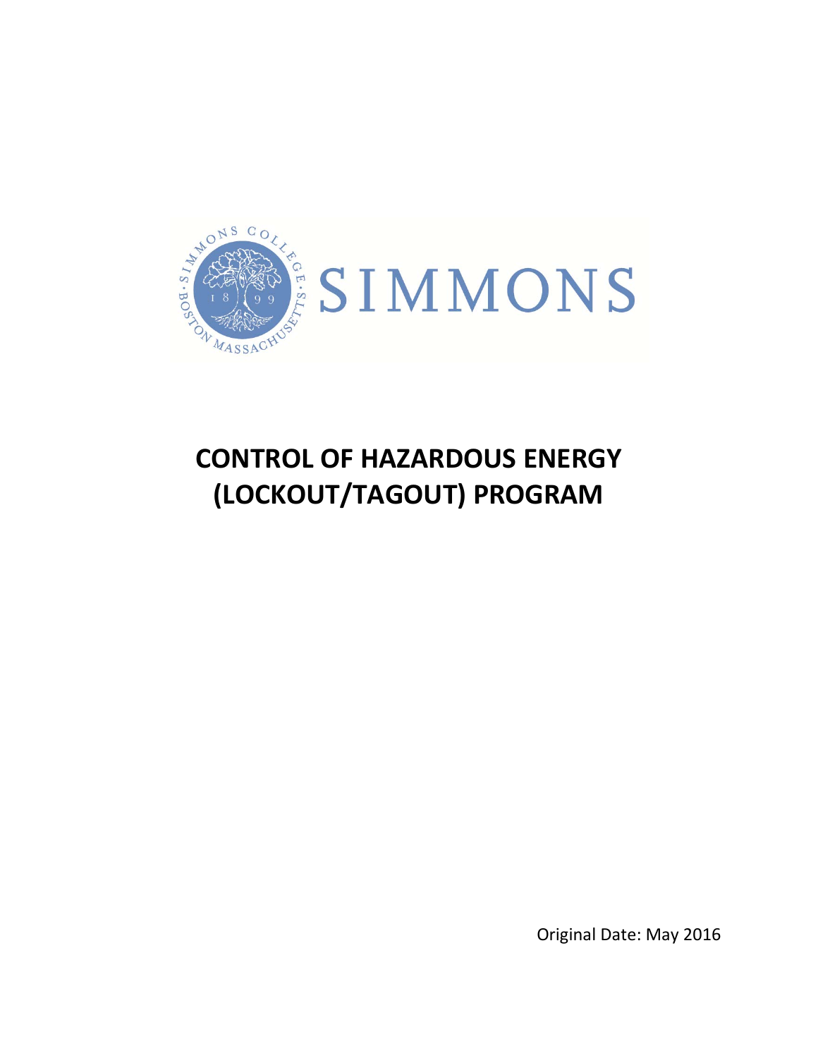SIMMONS

# CONTROL OF HAZARDOUS ENERGY (LOCKOUT/TAGOUT) PROGRAM

Original Date: May 2016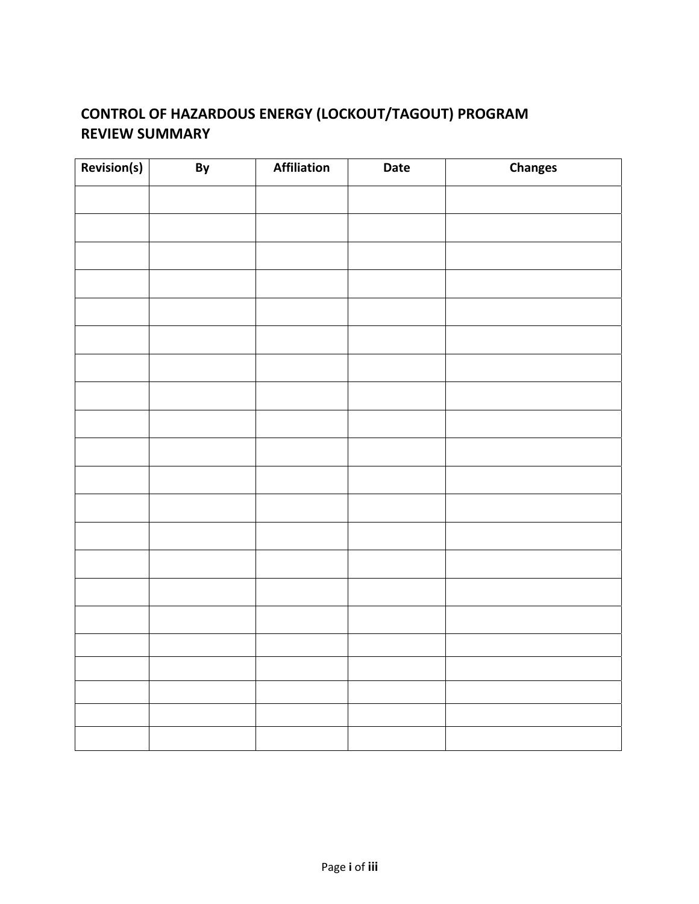# CONTROL OF HAZARDOUS ENERGY (LOCKOUT/TAGOUT) PROGRAM REVIEW SUMMARY

| Revision(s) | By | Affiliation | Date | Changes |
|---|---|---|---|---|
| | | | | |
| | | | | |
| | | | | |
| | | | | |
| | | | | |
| | | | | |
| | | | | |
| | | | | |
| | | | | |
| | | | | |
| | | | | |
| | | | | |
| | | | | |
| | | | | |
| | | | | |
| | | | | |
| | | | | |
| | | | | |
| | | | | |
| | | | | |
| | | | | |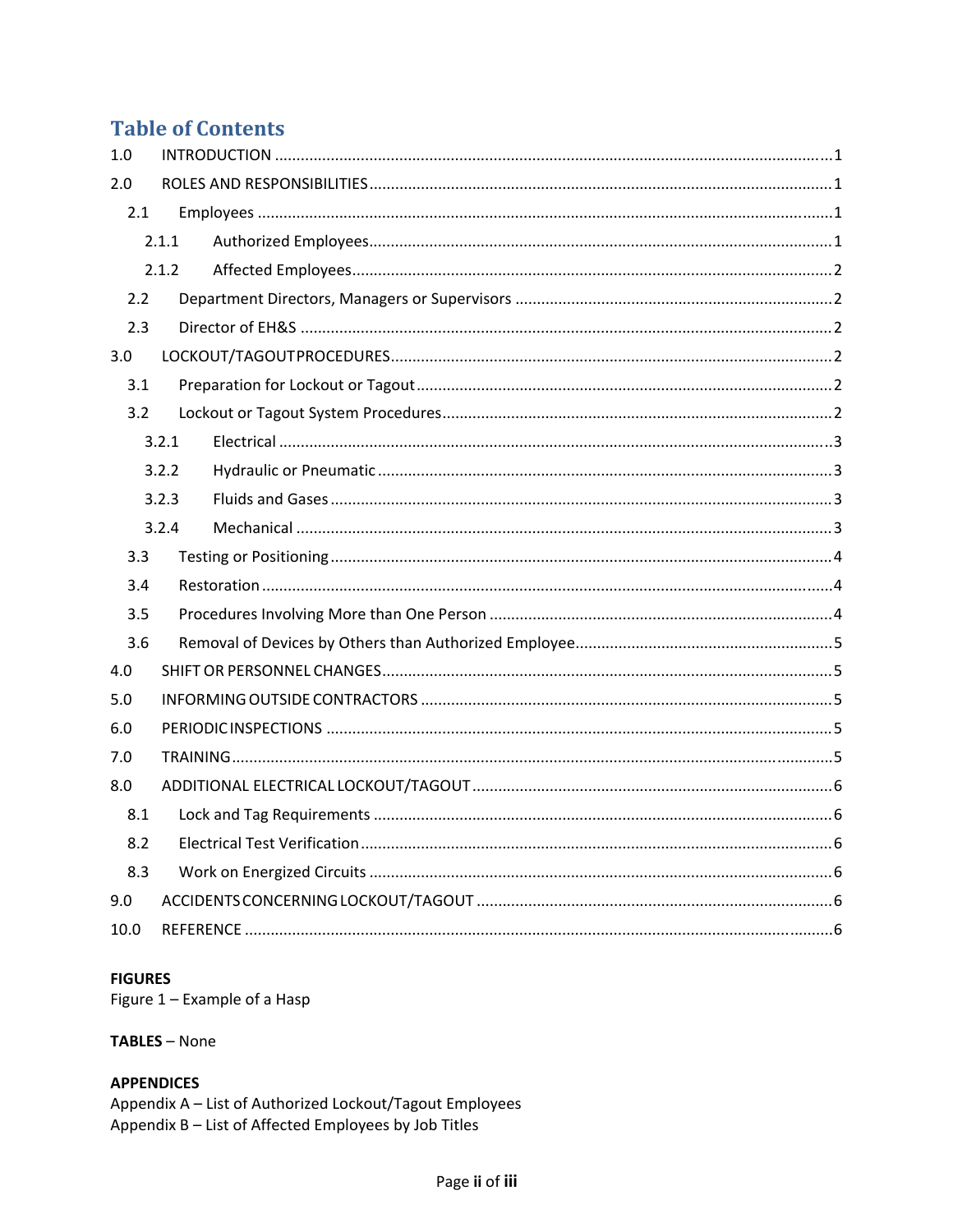# Table of Contents

| | | |
|---|---|---|
| 1.0 | INTRODUCTION | 1 |
| 2.0 | ROLES AND RESPONSIBILITIES | 1 |
| 2.1 | Employees | 1 |
| 2.1.1 | Authorized Employees | 1 |
| 2.1.2 | Affected Employees | 2 |
| 2.2 | Department Directors, Managers or Supervisors | 2 |
| 2.3 | Director of EH&S | 2 |
| 3.0 | LOCKOUT/TAGOUT PROCEDURES | 2 |
| 3.1 | Preparation for Lockout or Tagout | 2 |
| 3.2 | Lockout or Tagout System Procedures | 2 |
| 3.2.1 | Electrical | 3 |
| 3.2.2 | Hydraulic or Pneumatic | 3 |
| 3.2.3 | Fluids and Gases | 3 |
| 3.2.4 | Mechanical | 3 |
| 3.3 | Testing or Positioning | 4 |
| 3.4 | Restoration | 4 |
| 3.5 | Procedures Involving More than One Person | 4 |
| 3.6 | Removal of Devices by Others than Authorized Employee | 5 |
| 4.0 | SHIFT OR PERSONNEL CHANGES | 5 |
| 5.0 | INFORMING OUTSIDE CONTRACTORS | 5 |
| 6.0 | PERIODIC INSPECTIONS | 5 |
| 7.0 | TRAINING | 5 |
| 8.0 | ADDITIONAL ELECTRICAL LOCKOUT/TAGOUT | 6 |
| 8.1 | Lock and Tag Requirements | 6 |
| 8.2 | Electrical Test Verification | 6 |
| 8.3 | Work on Energized Circuits | 6 |
| 9.0 | ACCIDENTS CONCERNING LOCKOUT/TAGOUT | 6 |
| 10.0 | REFERENCE | 6 |

**FIGURES**
Figure 1 – Example of a Hasp

**TABLES** – None

**APPENDICES**
Appendix A – List of Authorized Lockout/Tagout Employees
Appendix B – List of Affected Employees by Job Titles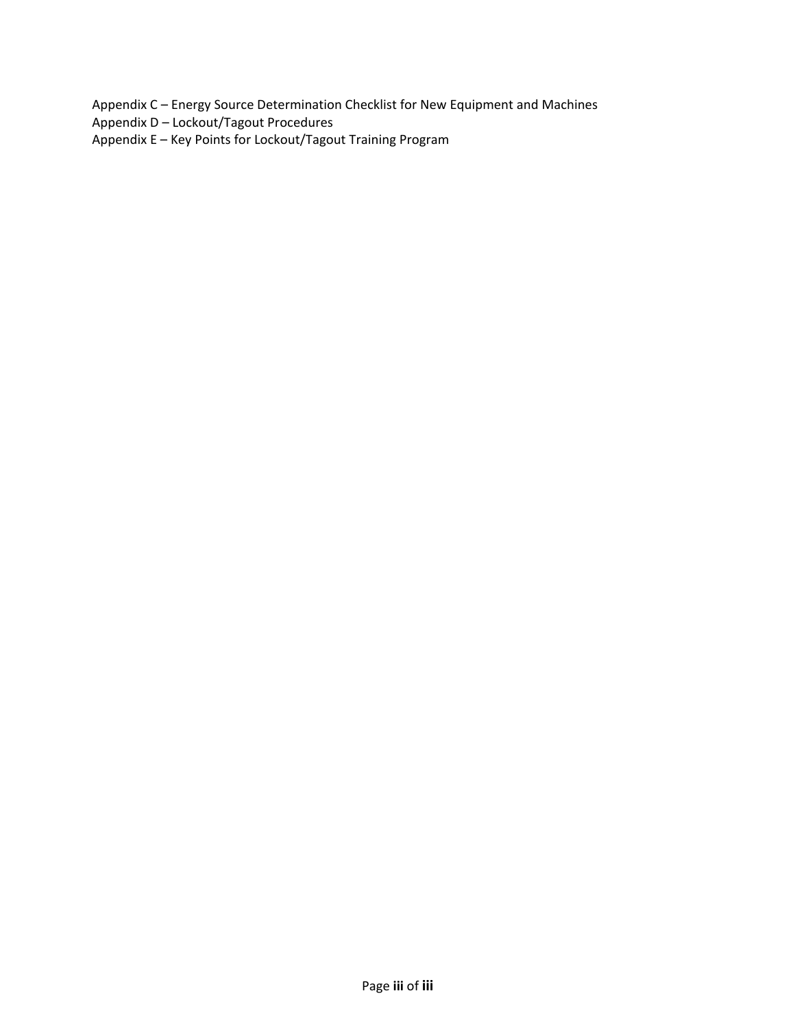Appendix C – Energy Source Determination Checklist for New Equipment and Machines
Appendix D – Lockout/Tagout Procedures
Appendix E – Key Points for Lockout/Tagout Training Program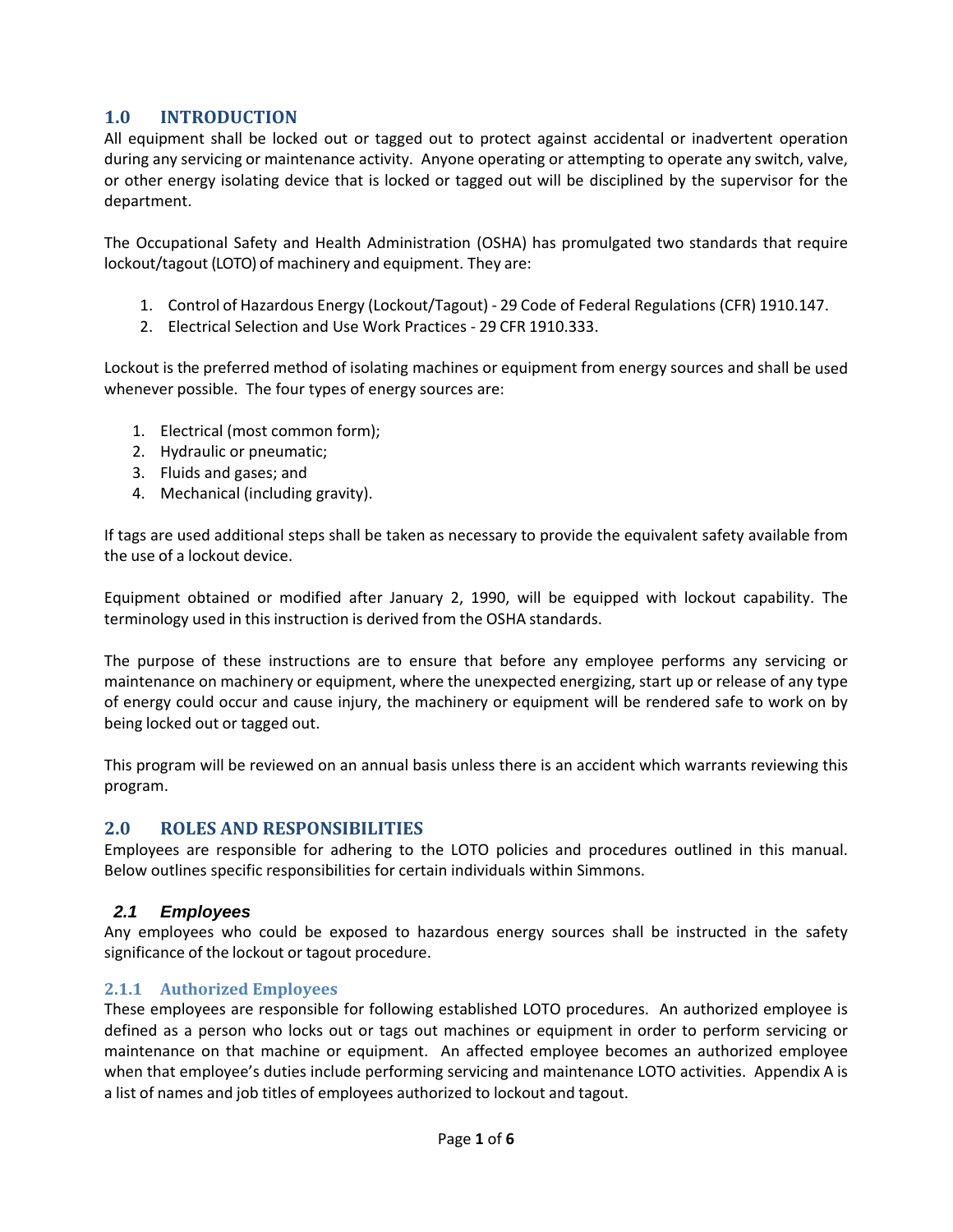## 1.0 INTRODUCTION

All equipment shall be locked out or tagged out to protect against accidental or inadvertent operation during any servicing or maintenance activity. Anyone operating or attempting to operate any switch, valve, or other energy isolating device that is locked or tagged out will be disciplined by the supervisor for the department.

The Occupational Safety and Health Administration (OSHA) has promulgated two standards that require lockout/tagout (LOTO) of machinery and equipment. They are:

1. Control of Hazardous Energy (Lockout/Tagout) - 29 Code of Federal Regulations (CFR) 1910.147.
2. Electrical Selection and Use Work Practices - 29 CFR 1910.333.

Lockout is the preferred method of isolating machines or equipment from energy sources and shall be used whenever possible. The four types of energy sources are:

1. Electrical (most common form);
2. Hydraulic or pneumatic;
3. Fluids and gases; and
4. Mechanical (including gravity).

If tags are used additional steps shall be taken as necessary to provide the equivalent safety available from the use of a lockout device.

Equipment obtained or modified after January 2, 1990, will be equipped with lockout capability. The terminology used in this instruction is derived from the OSHA standards.

The purpose of these instructions are to ensure that before any employee performs any servicing or maintenance on machinery or equipment, where the unexpected energizing, start up or release of any type of energy could occur and cause injury, the machinery or equipment will be rendered safe to work on by being locked out or tagged out.

This program will be reviewed on an annual basis unless there is an accident which warrants reviewing this program.

## 2.0 ROLES AND RESPONSIBILITIES

Employees are responsible for adhering to the LOTO policies and procedures outlined in this manual. Below outlines specific responsibilities for certain individuals within Simmons.

### *2.1 Employees*

Any employees who could be exposed to hazardous energy sources shall be instructed in the safety significance of the lockout or tagout procedure.

#### 2.1.1 Authorized Employees

These employees are responsible for following established LOTO procedures. An authorized employee is defined as a person who locks out or tags out machines or equipment in order to perform servicing or maintenance on that machine or equipment. An affected employee becomes an authorized employee when that employee's duties include performing servicing and maintenance LOTO activities. Appendix A is a list of names and job titles of employees authorized to lockout and tagout.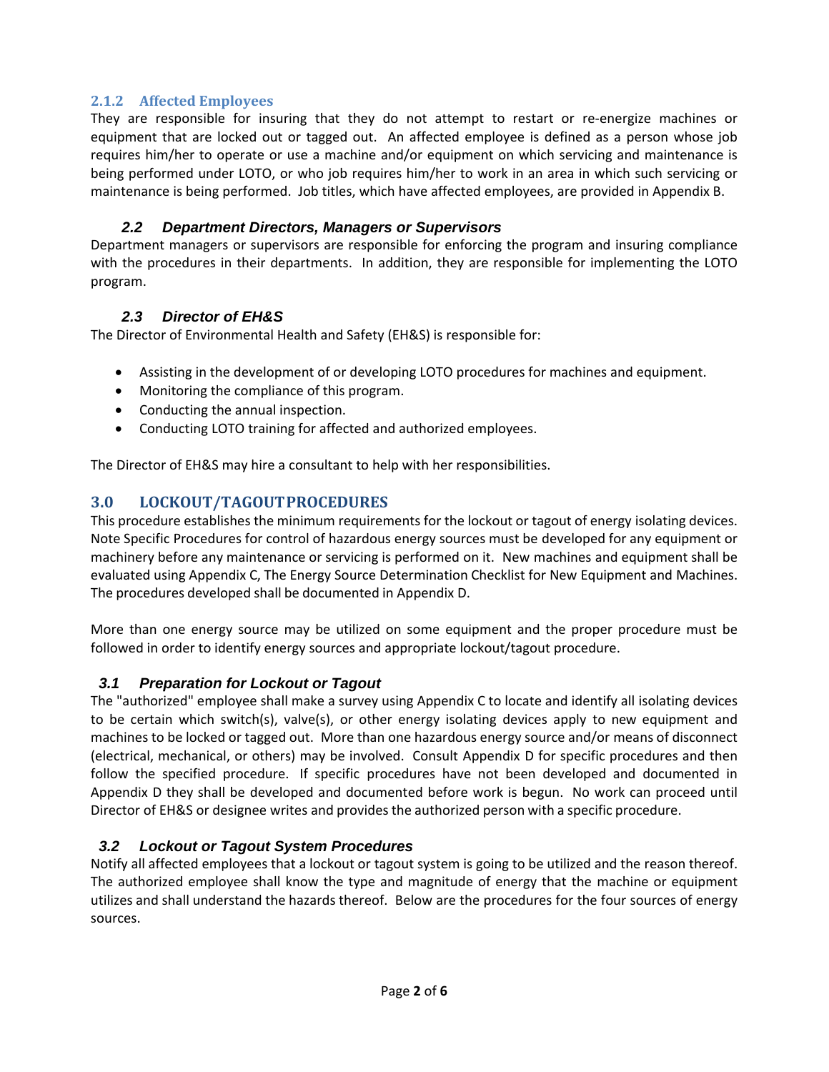#### 2.1.2 Affected Employees

They are responsible for insuring that they do not attempt to restart or re-energize machines or equipment that are locked out or tagged out. An affected employee is defined as a person whose job requires him/her to operate or use a machine and/or equipment on which servicing and maintenance is being performed under LOTO, or who job requires him/her to work in an area in which such servicing or maintenance is being performed. Job titles, which have affected employees, are provided in Appendix B.

### *2.2 Department Directors, Managers or Supervisors*

Department managers or supervisors are responsible for enforcing the program and insuring compliance with the procedures in their departments. In addition, they are responsible for implementing the LOTO program.

### *2.3 Director of EH&S*

The Director of Environmental Health and Safety (EH&S) is responsible for:

- Assisting in the development of or developing LOTO procedures for machines and equipment.
- Monitoring the compliance of this program.
- Conducting the annual inspection.
- Conducting LOTO training for affected and authorized employees.

The Director of EH&S may hire a consultant to help with her responsibilities.

## 3.0 LOCKOUT/TAGOUT PROCEDURES

This procedure establishes the minimum requirements for the lockout or tagout of energy isolating devices. Note Specific Procedures for control of hazardous energy sources must be developed for any equipment or machinery before any maintenance or servicing is performed on it. New machines and equipment shall be evaluated using Appendix C, The Energy Source Determination Checklist for New Equipment and Machines. The procedures developed shall be documented in Appendix D.

More than one energy source may be utilized on some equipment and the proper procedure must be followed in order to identify energy sources and appropriate lockout/tagout procedure.

### *3.1 Preparation for Lockout or Tagout*

The "authorized" employee shall make a survey using Appendix C to locate and identify all isolating devices to be certain which switch(s), valve(s), or other energy isolating devices apply to new equipment and machines to be locked or tagged out. More than one hazardous energy source and/or means of disconnect (electrical, mechanical, or others) may be involved. Consult Appendix D for specific procedures and then follow the specified procedure. If specific procedures have not been developed and documented in Appendix D they shall be developed and documented before work is begun. No work can proceed until Director of EH&S or designee writes and provides the authorized person with a specific procedure.

### *3.2 Lockout or Tagout System Procedures*

Notify all affected employees that a lockout or tagout system is going to be utilized and the reason thereof. The authorized employee shall know the type and magnitude of energy that the machine or equipment utilizes and shall understand the hazards thereof. Below are the procedures for the four sources of energy sources.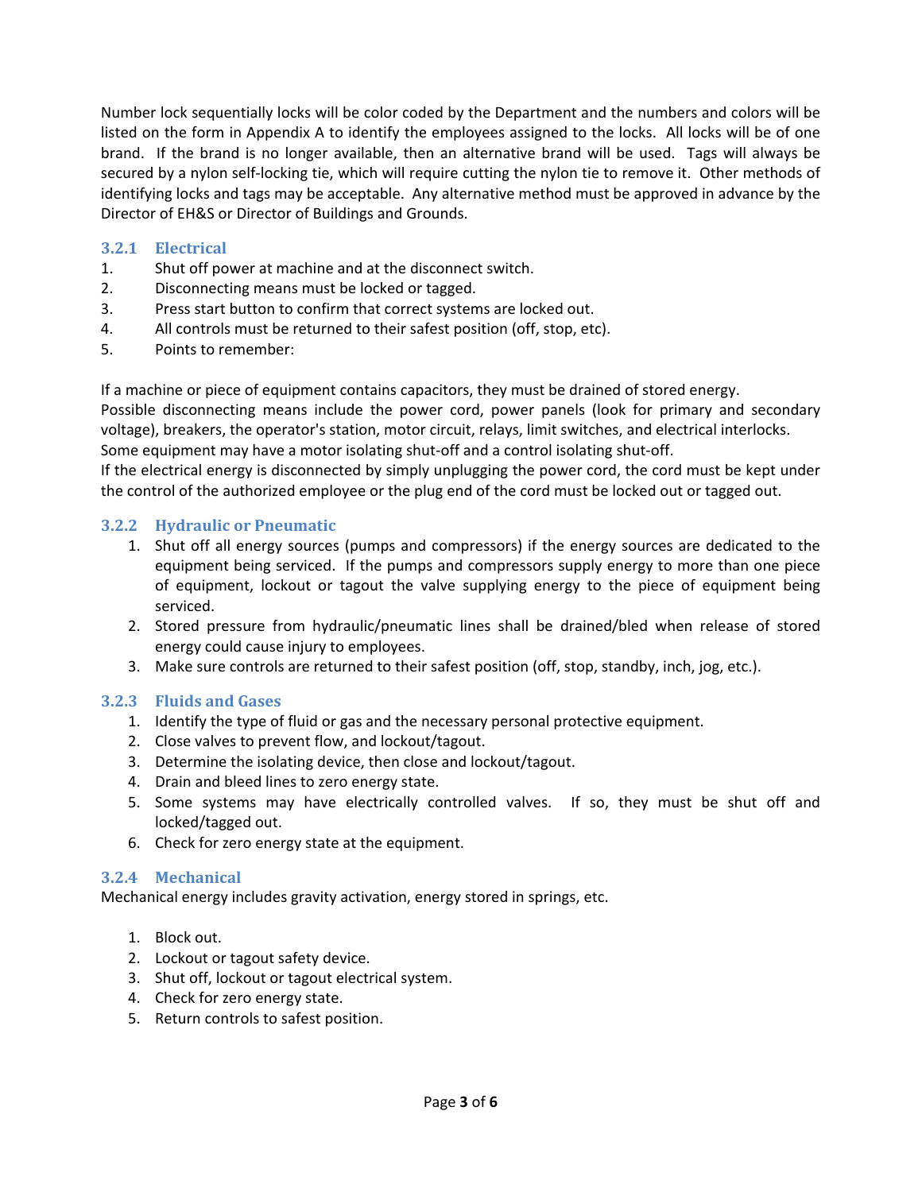Number lock sequentially locks will be color coded by the Department and the numbers and colors will be listed on the form in Appendix A to identify the employees assigned to the locks. All locks will be of one brand. If the brand is no longer available, then an alternative brand will be used. Tags will always be secured by a nylon self-locking tie, which will require cutting the nylon tie to remove it. Other methods of identifying locks and tags may be acceptable. Any alternative method must be approved in advance by the Director of EH&S or Director of Buildings and Grounds.

### 3.2.1 Electrical

1. Shut off power at machine and at the disconnect switch.
2. Disconnecting means must be locked or tagged.
3. Press start button to confirm that correct systems are locked out.
4. All controls must be returned to their safest position (off, stop, etc).
5. Points to remember:

If a machine or piece of equipment contains capacitors, they must be drained of stored energy.
Possible disconnecting means include the power cord, power panels (look for primary and secondary voltage), breakers, the operator's station, motor circuit, relays, limit switches, and electrical interlocks.
Some equipment may have a motor isolating shut-off and a control isolating shut-off.
If the electrical energy is disconnected by simply unplugging the power cord, the cord must be kept under the control of the authorized employee or the plug end of the cord must be locked out or tagged out.

### 3.2.2 Hydraulic or Pneumatic

1. Shut off all energy sources (pumps and compressors) if the energy sources are dedicated to the equipment being serviced. If the pumps and compressors supply energy to more than one piece of equipment, lockout or tagout the valve supplying energy to the piece of equipment being serviced.
2. Stored pressure from hydraulic/pneumatic lines shall be drained/bled when release of stored energy could cause injury to employees.
3. Make sure controls are returned to their safest position (off, stop, standby, inch, jog, etc.).

### 3.2.3 Fluids and Gases

1. Identify the type of fluid or gas and the necessary personal protective equipment.
2. Close valves to prevent flow, and lockout/tagout.
3. Determine the isolating device, then close and lockout/tagout.
4. Drain and bleed lines to zero energy state.
5. Some systems may have electrically controlled valves. If so, they must be shut off and locked/tagged out.
6. Check for zero energy state at the equipment.

### 3.2.4 Mechanical

Mechanical energy includes gravity activation, energy stored in springs, etc.

1. Block out.
2. Lockout or tagout safety device.
3. Shut off, lockout or tagout electrical system.
4. Check for zero energy state.
5. Return controls to safest position.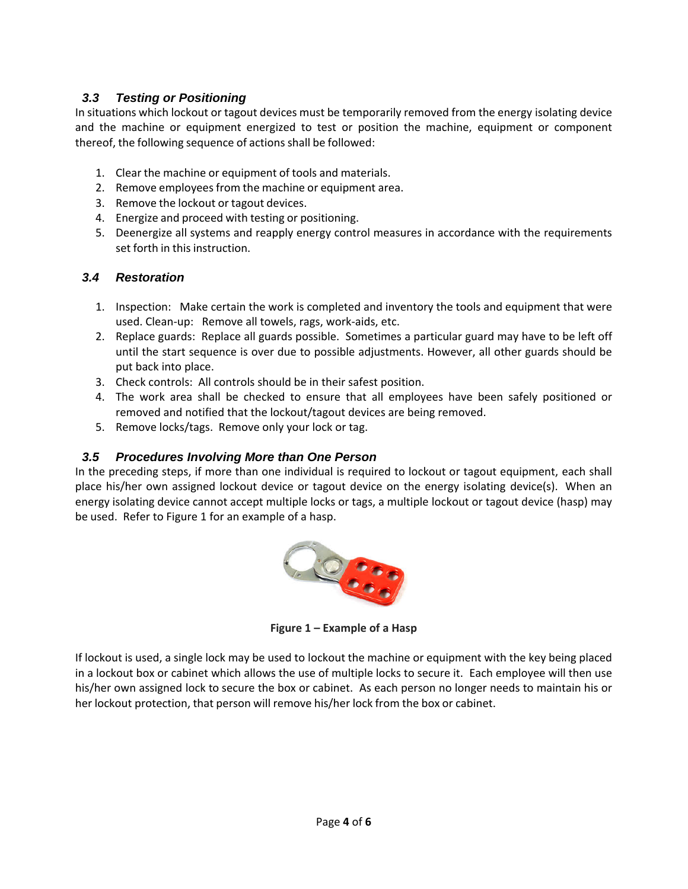### 3.3 Testing or Positioning

In situations which lockout or tagout devices must be temporarily removed from the energy isolating device and the machine or equipment energized to test or position the machine, equipment or component thereof, the following sequence of actions shall be followed:

1. Clear the machine or equipment of tools and materials.
2. Remove employees from the machine or equipment area.
3. Remove the lockout or tagout devices.
4. Energize and proceed with testing or positioning.
5. Deenergize all systems and reapply energy control measures in accordance with the requirements set forth in this instruction.

### 3.4 Restoration

1. Inspection: Make certain the work is completed and inventory the tools and equipment that were used. Clean-up: Remove all towels, rags, work-aids, etc.
2. Replace guards: Replace all guards possible. Sometimes a particular guard may have to be left off until the start sequence is over due to possible adjustments. However, all other guards should be put back into place.
3. Check controls: All controls should be in their safest position.
4. The work area shall be checked to ensure that all employees have been safely positioned or removed and notified that the lockout/tagout devices are being removed.
5. Remove locks/tags. Remove only your lock or tag.

### 3.5 Procedures Involving More than One Person

In the preceding steps, if more than one individual is required to lockout or tagout equipment, each shall place his/her own assigned lockout device or tagout device on the energy isolating device(s). When an energy isolating device cannot accept multiple locks or tags, a multiple lockout or tagout device (hasp) may be used. Refer to Figure 1 for an example of a hasp.

**Figure 1 – Example of a Hasp**

If lockout is used, a single lock may be used to lockout the machine or equipment with the key being placed in a lockout box or cabinet which allows the use of multiple locks to secure it. Each employee will then use his/her own assigned lock to secure the box or cabinet. As each person no longer needs to maintain his or her lockout protection, that person will remove his/her lock from the box or cabinet.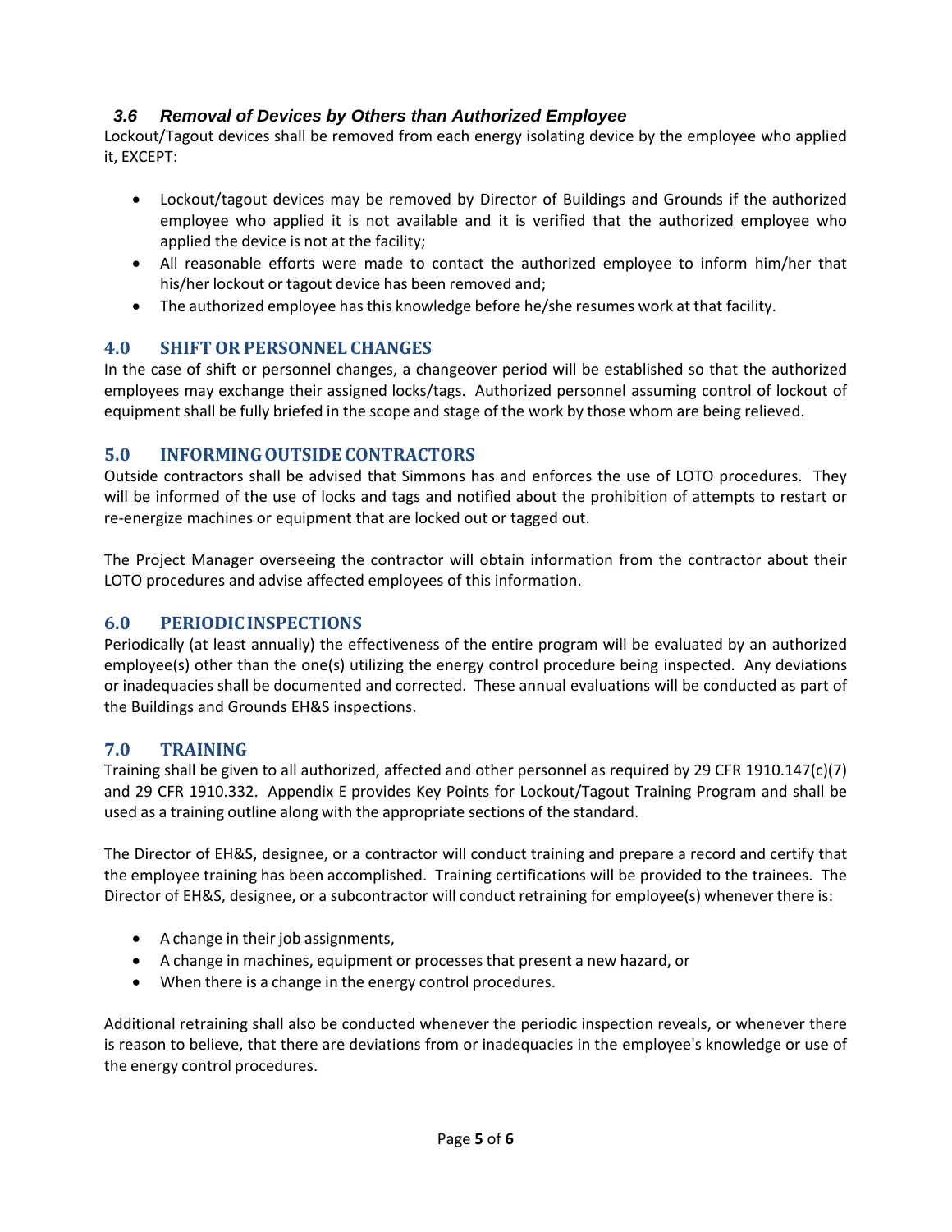### *3.6 Removal of Devices by Others than Authorized Employee*

Lockout/Tagout devices shall be removed from each energy isolating device by the employee who applied it, EXCEPT:

- Lockout/tagout devices may be removed by Director of Buildings and Grounds if the authorized employee who applied it is not available and it is verified that the authorized employee who applied the device is not at the facility;
- All reasonable efforts were made to contact the authorized employee to inform him/her that his/her lockout or tagout device has been removed and;
- The authorized employee has this knowledge before he/she resumes work at that facility.

## 4.0 SHIFT OR PERSONNEL CHANGES

In the case of shift or personnel changes, a changeover period will be established so that the authorized employees may exchange their assigned locks/tags. Authorized personnel assuming control of lockout of equipment shall be fully briefed in the scope and stage of the work by those whom are being relieved.

## 5.0 INFORMING OUTSIDE CONTRACTORS

Outside contractors shall be advised that Simmons has and enforces the use of LOTO procedures. They will be informed of the use of locks and tags and notified about the prohibition of attempts to restart or re-energize machines or equipment that are locked out or tagged out.

The Project Manager overseeing the contractor will obtain information from the contractor about their LOTO procedures and advise affected employees of this information.

## 6.0 PERIODIC INSPECTIONS

Periodically (at least annually) the effectiveness of the entire program will be evaluated by an authorized employee(s) other than the one(s) utilizing the energy control procedure being inspected. Any deviations or inadequacies shall be documented and corrected. These annual evaluations will be conducted as part of the Buildings and Grounds EH&S inspections.

## 7.0 TRAINING

Training shall be given to all authorized, affected and other personnel as required by 29 CFR 1910.147(c)(7) and 29 CFR 1910.332. Appendix E provides Key Points for Lockout/Tagout Training Program and shall be used as a training outline along with the appropriate sections of the standard.

The Director of EH&S, designee, or a contractor will conduct training and prepare a record and certify that the employee training has been accomplished. Training certifications will be provided to the trainees. The Director of EH&S, designee, or a subcontractor will conduct retraining for employee(s) whenever there is:

- A change in their job assignments,
- A change in machines, equipment or processes that present a new hazard, or
- When there is a change in the energy control procedures.

Additional retraining shall also be conducted whenever the periodic inspection reveals, or whenever there is reason to believe, that there are deviations from or inadequacies in the employee's knowledge or use of the energy control procedures.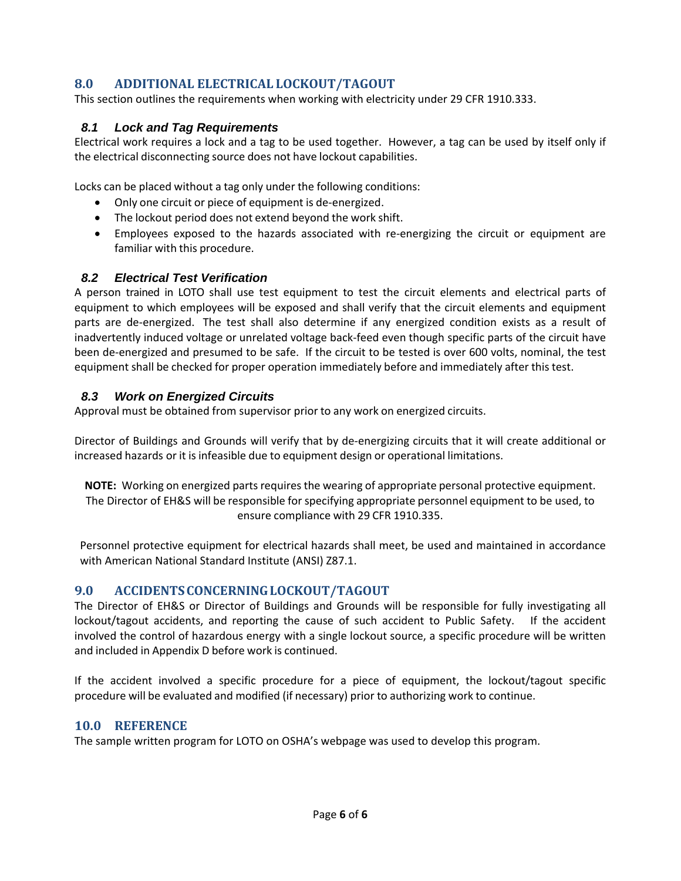## 8.0 ADDITIONAL ELECTRICAL LOCKOUT/TAGOUT

This section outlines the requirements when working with electricity under 29 CFR 1910.333.

### *8.1 Lock and Tag Requirements*

Electrical work requires a lock and a tag to be used together. However, a tag can be used by itself only if the electrical disconnecting source does not have lockout capabilities.

Locks can be placed without a tag only under the following conditions:

- Only one circuit or piece of equipment is de-energized.
- The lockout period does not extend beyond the work shift.
- Employees exposed to the hazards associated with re-energizing the circuit or equipment are familiar with this procedure.

### *8.2 Electrical Test Verification*

A person trained in LOTO shall use test equipment to test the circuit elements and electrical parts of equipment to which employees will be exposed and shall verify that the circuit elements and equipment parts are de-energized. The test shall also determine if any energized condition exists as a result of inadvertently induced voltage or unrelated voltage back-feed even though specific parts of the circuit have been de-energized and presumed to be safe. If the circuit to be tested is over 600 volts, nominal, the test equipment shall be checked for proper operation immediately before and immediately after this test.

### *8.3 Work on Energized Circuits*

Approval must be obtained from supervisor prior to any work on energized circuits.

Director of Buildings and Grounds will verify that by de-energizing circuits that it will create additional or increased hazards or it is infeasible due to equipment design or operational limitations.

**NOTE:** Working on energized parts requires the wearing of appropriate personal protective equipment. The Director of EH&S will be responsible for specifying appropriate personnel equipment to be used, to ensure compliance with 29 CFR 1910.335.

Personnel protective equipment for electrical hazards shall meet, be used and maintained in accordance with American National Standard Institute (ANSI) Z87.1.

## 9.0 ACCIDENTS CONCERNING LOCKOUT/TAGOUT

The Director of EH&S or Director of Buildings and Grounds will be responsible for fully investigating all lockout/tagout accidents, and reporting the cause of such accident to Public Safety. If the accident involved the control of hazardous energy with a single lockout source, a specific procedure will be written and included in Appendix D before work is continued.

If the accident involved a specific procedure for a piece of equipment, the lockout/tagout specific procedure will be evaluated and modified (if necessary) prior to authorizing work to continue.

## 10.0 REFERENCE

The sample written program for LOTO on OSHA's webpage was used to develop this program.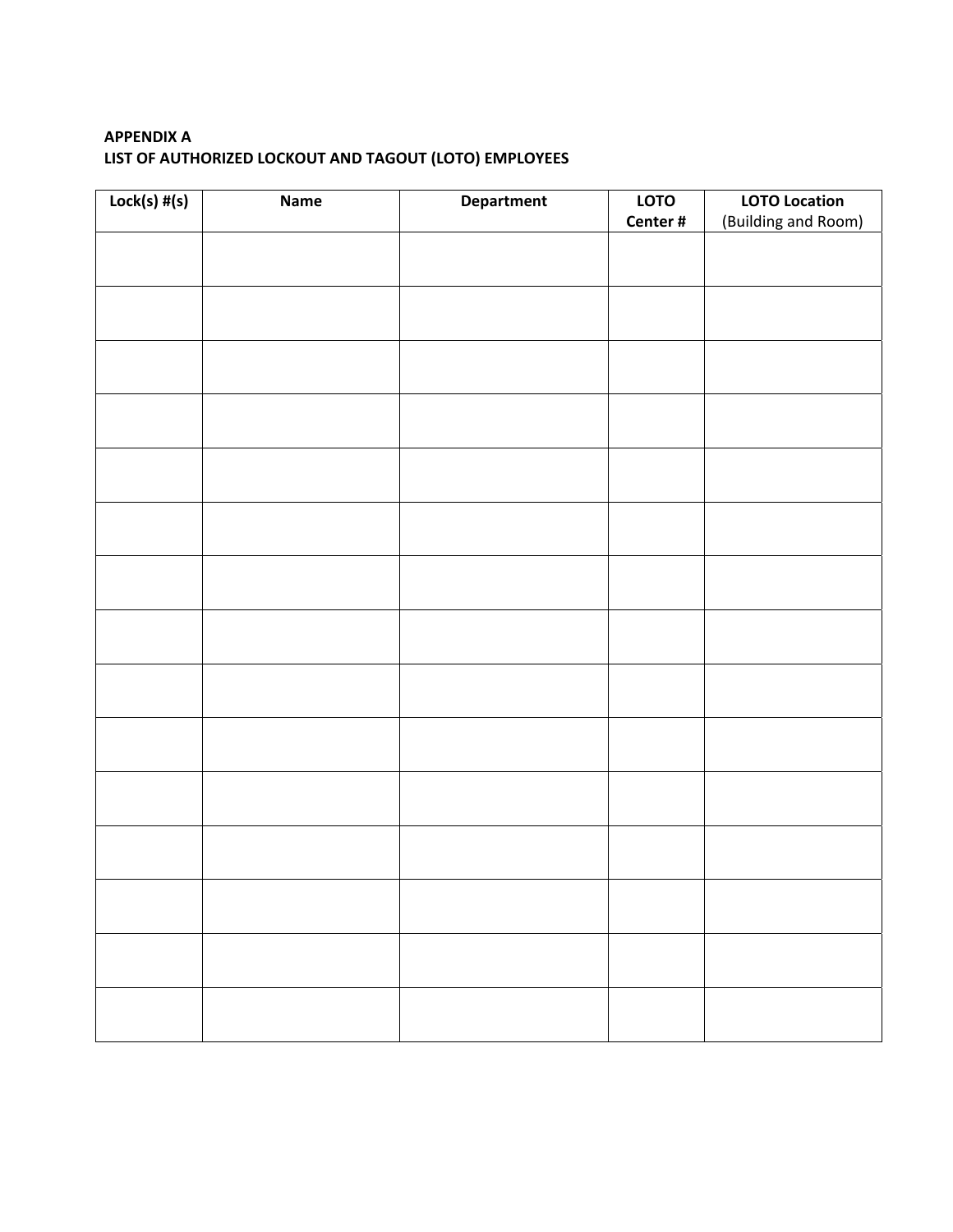**APPENDIX A**
**LIST OF AUTHORIZED LOCKOUT AND TAGOUT (LOTO) EMPLOYEES**

| Lock(s) #(s) | Name | Department | LOTO Center # | LOTO Location (Building and Room) |
|---|---|---|---|---|
| | | | | |
| | | | | |
| | | | | |
| | | | | |
| | | | | |
| | | | | |
| | | | | |
| | | | | |
| | | | | |
| | | | | |
| | | | | |
| | | | | |
| | | | | |
| | | | | |
| | | | | |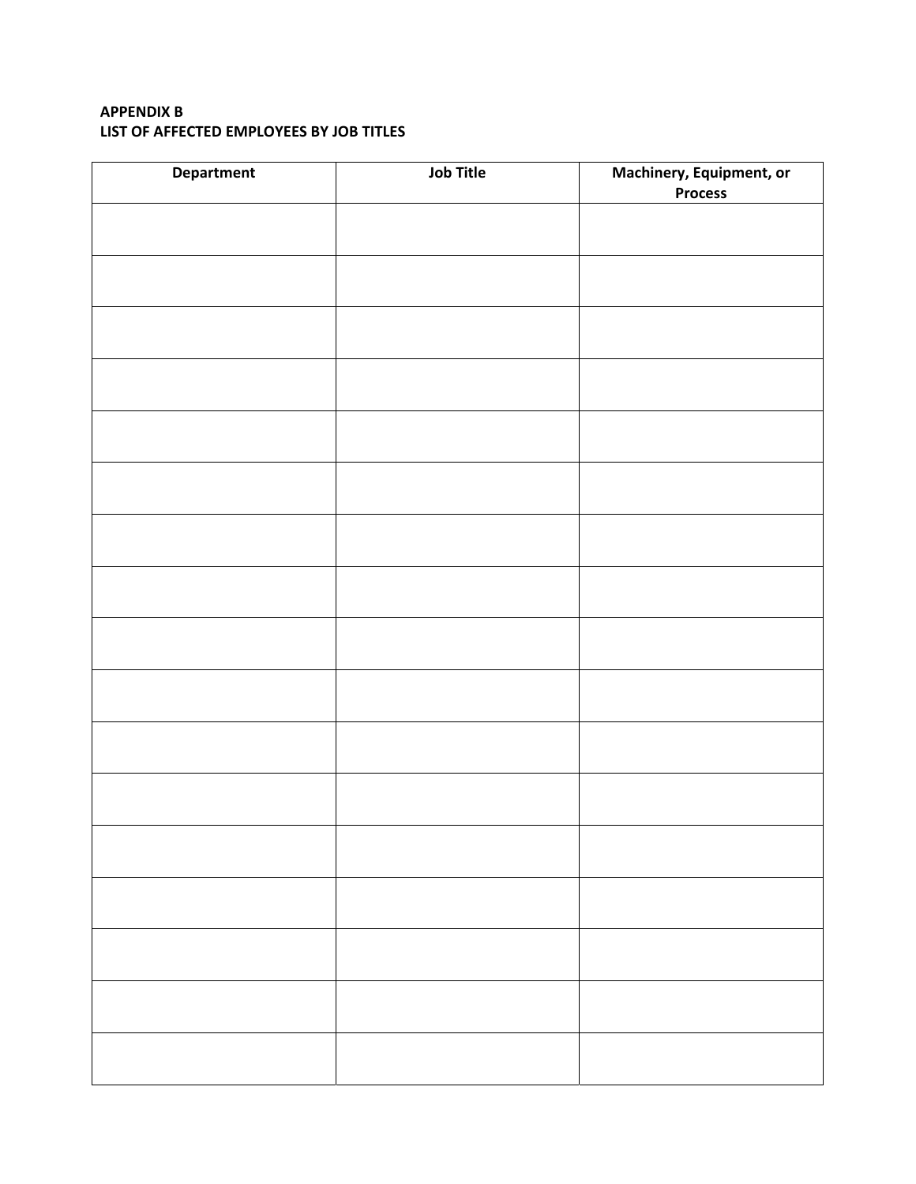**APPENDIX B**
**LIST OF AFFECTED EMPLOYEES BY JOB TITLES**

| Department | Job Title | Machinery, Equipment, or Process |
|---|---|---|
| | | |
| | | |
| | | |
| | | |
| | | |
| | | |
| | | |
| | | |
| | | |
| | | |
| | | |
| | | |
| | | |
| | | |
| | | |
| | | |
| | | |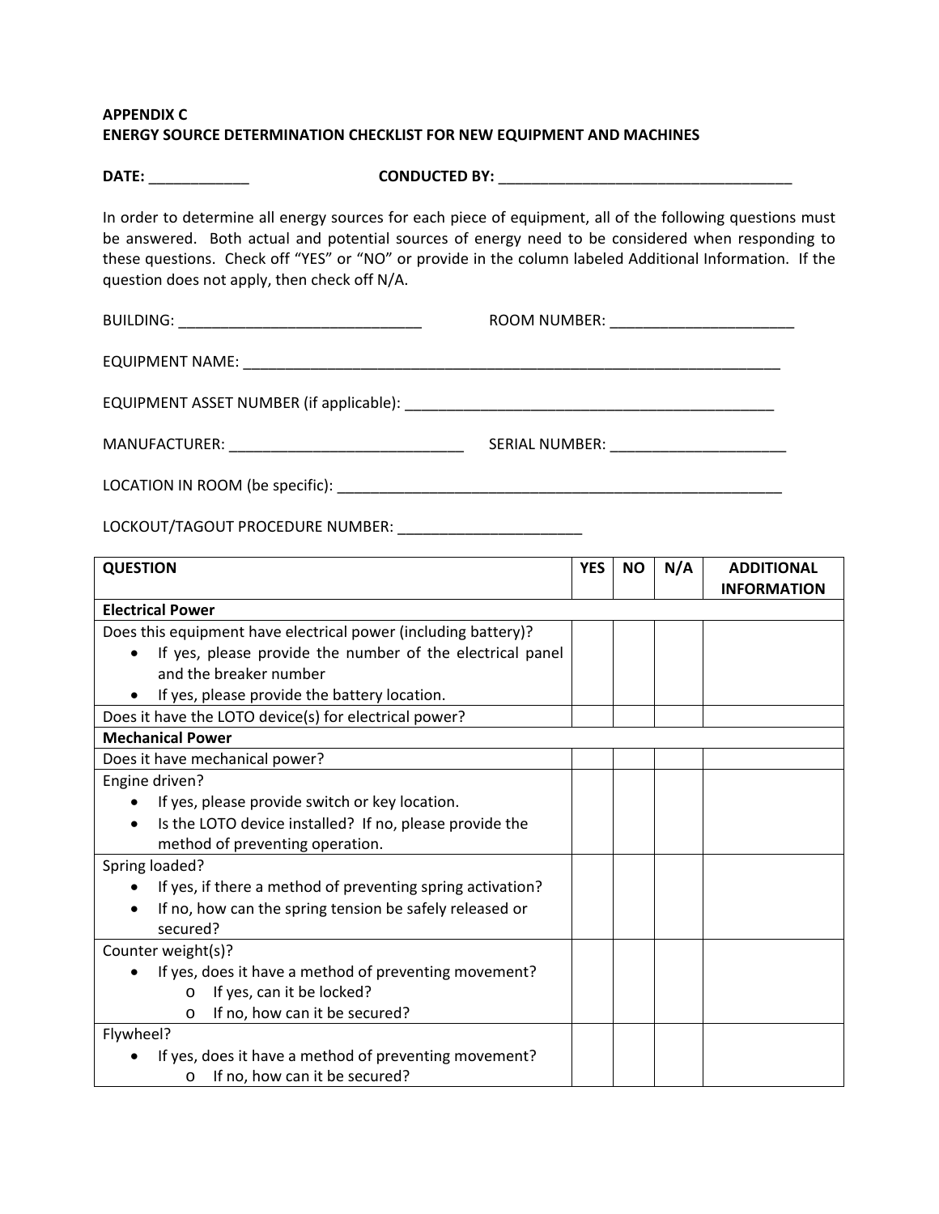**APPENDIX C**
**ENERGY SOURCE DETERMINATION CHECKLIST FOR NEW EQUIPMENT AND MACHINES**

**DATE:** ____________ **CONDUCTED BY:** ____________________________________

In order to determine all energy sources for each piece of equipment, all of the following questions must be answered. Both actual and potential sources of energy need to be considered when responding to these questions. Check off "YES" or "NO" or provide in the column labeled Additional Information. If the question does not apply, then check off N/A.

BUILDING: ______________________________ ROOM NUMBER: ______________________

EQUIPMENT NAME: ____________________________________________________________________

EQUIPMENT ASSET NUMBER (if applicable): _______________________________________________

MANUFACTURER: _____________________________ SERIAL NUMBER: _____________________

LOCATION IN ROOM (be specific): _________________________________________________________

LOCKOUT/TAGOUT PROCEDURE NUMBER: ______________________

| QUESTION | YES | NO | N/A | ADDITIONAL INFORMATION |
|---|---|---|---|---|
| **Electrical Power** | | | | |
| Does this equipment have electrical power (including battery)?<br>• If yes, please provide the number of the electrical panel and the breaker number<br>• If yes, please provide the battery location. | | | | |
| Does it have the LOTO device(s) for electrical power? | | | | |
| **Mechanical Power** | | | | |
| Does it have mechanical power? | | | | |
| Engine driven?<br>• If yes, please provide switch or key location.<br>• Is the LOTO device installed? If no, please provide the method of preventing operation. | | | | |
| Spring loaded?<br>• If yes, if there a method of preventing spring activation?<br>• If no, how can the spring tension be safely released or secured? | | | | |
| Counter weight(s)?<br>• If yes, does it have a method of preventing movement?<br>  o If yes, can it be locked?<br>  o If no, how can it be secured? | | | | |
| Flywheel?<br>• If yes, does it have a method of preventing movement?<br>  o If no, how can it be secured? | | | | |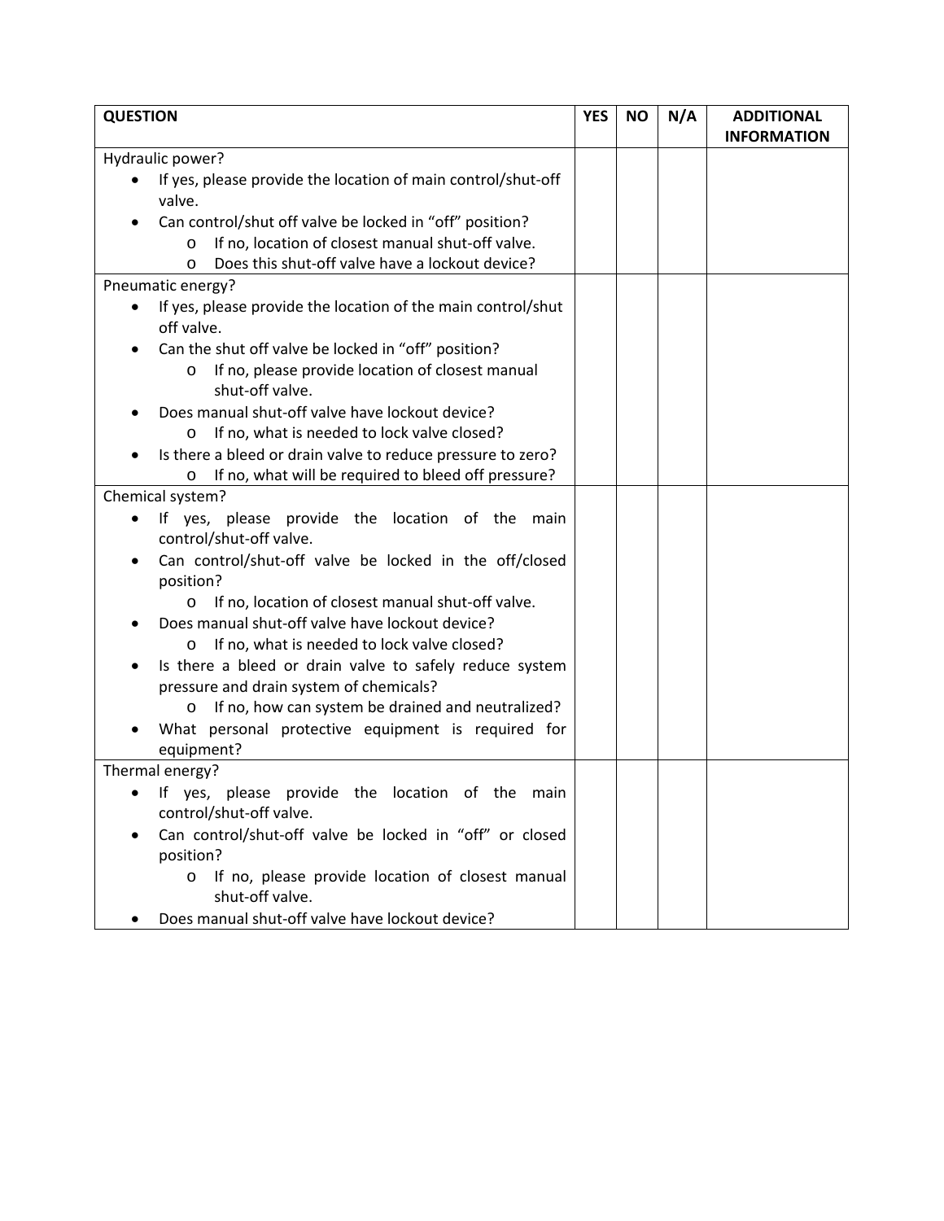| QUESTION | YES | NO | N/A | ADDITIONAL INFORMATION |
|---|---|---|---|---|
| Hydraulic power?<br>• If yes, please provide the location of main control/shut-off valve.<br>• Can control/shut off valve be locked in "off" position?<br>&nbsp;&nbsp;&nbsp;&nbsp;o If no, location of closest manual shut-off valve.<br>&nbsp;&nbsp;&nbsp;&nbsp;o Does this shut-off valve have a lockout device? | | | | |
| Pneumatic energy?<br>• If yes, please provide the location of the main control/shut off valve.<br>• Can the shut off valve be locked in "off" position?<br>&nbsp;&nbsp;&nbsp;&nbsp;o If no, please provide location of closest manual shut-off valve.<br>• Does manual shut-off valve have lockout device?<br>&nbsp;&nbsp;&nbsp;&nbsp;o If no, what is needed to lock valve closed?<br>• Is there a bleed or drain valve to reduce pressure to zero?<br>&nbsp;&nbsp;&nbsp;&nbsp;o If no, what will be required to bleed off pressure? | | | | |
| Chemical system?<br>• If yes, please provide the location of the main control/shut-off valve.<br>• Can control/shut-off valve be locked in the off/closed position?<br>&nbsp;&nbsp;&nbsp;&nbsp;o If no, location of closest manual shut-off valve.<br>• Does manual shut-off valve have lockout device?<br>&nbsp;&nbsp;&nbsp;&nbsp;o If no, what is needed to lock valve closed?<br>• Is there a bleed or drain valve to safely reduce system pressure and drain system of chemicals?<br>&nbsp;&nbsp;&nbsp;&nbsp;o If no, how can system be drained and neutralized?<br>• What personal protective equipment is required for equipment? | | | | |
| Thermal energy?<br>• If yes, please provide the location of the main control/shut-off valve.<br>• Can control/shut-off valve be locked in "off" or closed position?<br>&nbsp;&nbsp;&nbsp;&nbsp;o If no, please provide location of closest manual shut-off valve.<br>• Does manual shut-off valve have lockout device? | | | | |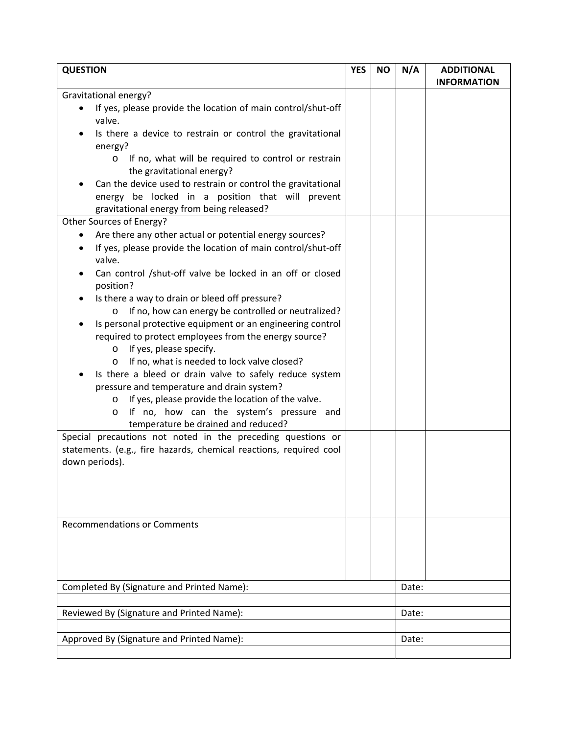| QUESTION | YES | NO | N/A | ADDITIONAL INFORMATION |
|---|---|---|---|---|
| Gravitational energy?<br>• If yes, please provide the location of main control/shut-off valve.<br>• Is there a device to restrain or control the gravitational energy?<br>  o If no, what will be required to control or restrain the gravitational energy?<br>• Can the device used to restrain or control the gravitational energy be locked in a position that will prevent gravitational energy from being released? | | | | |
| Other Sources of Energy?<br>• Are there any other actual or potential energy sources?<br>• If yes, please provide the location of main control/shut-off valve.<br>• Can control /shut-off valve be locked in an off or closed position?<br>• Is there a way to drain or bleed off pressure?<br>  o If no, how can energy be controlled or neutralized?<br>• Is personal protective equipment or an engineering control required to protect employees from the energy source?<br>  o If yes, please specify.<br>  o If no, what is needed to lock valve closed?<br>• Is there a bleed or drain valve to safely reduce system pressure and temperature and drain system?<br>  o If yes, please provide the location of the valve.<br>  o If no, how can the system's pressure and temperature be drained and reduced? | | | | |
| Special precautions not noted in the preceding questions or statements. (e.g., fire hazards, chemical reactions, required cool down periods). | | | | |
| Recommendations or Comments | | | | |
| Completed By (Signature and Printed Name): | | | Date: | |
| | | | | |
| Reviewed By (Signature and Printed Name): | | | Date: | |
| | | | | |
| Approved By (Signature and Printed Name): | | | Date: | |
| | | | | |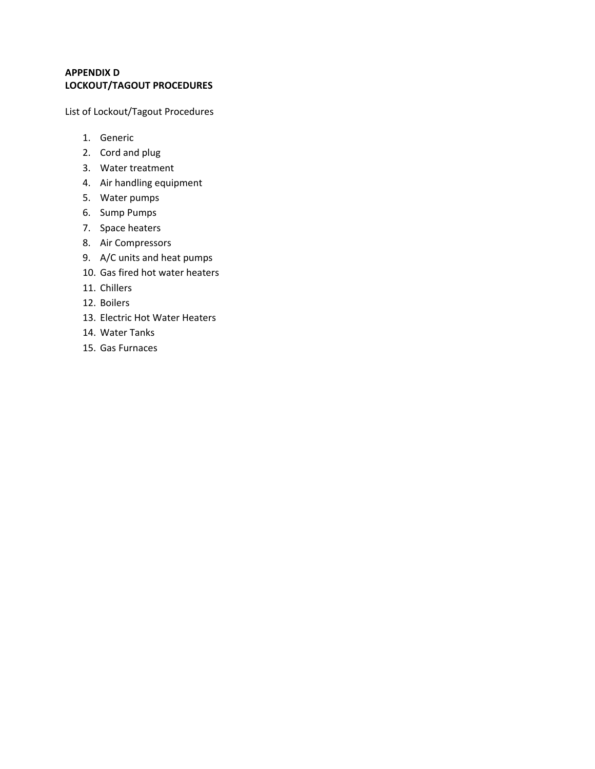**APPENDIX D**
**LOCKOUT/TAGOUT PROCEDURES**

List of Lockout/Tagout Procedures

1. Generic
2. Cord and plug
3. Water treatment
4. Air handling equipment
5. Water pumps
6. Sump Pumps
7. Space heaters
8. Air Compressors
9. A/C units and heat pumps
10. Gas fired hot water heaters
11. Chillers
12. Boilers
13. Electric Hot Water Heaters
14. Water Tanks
15. Gas Furnaces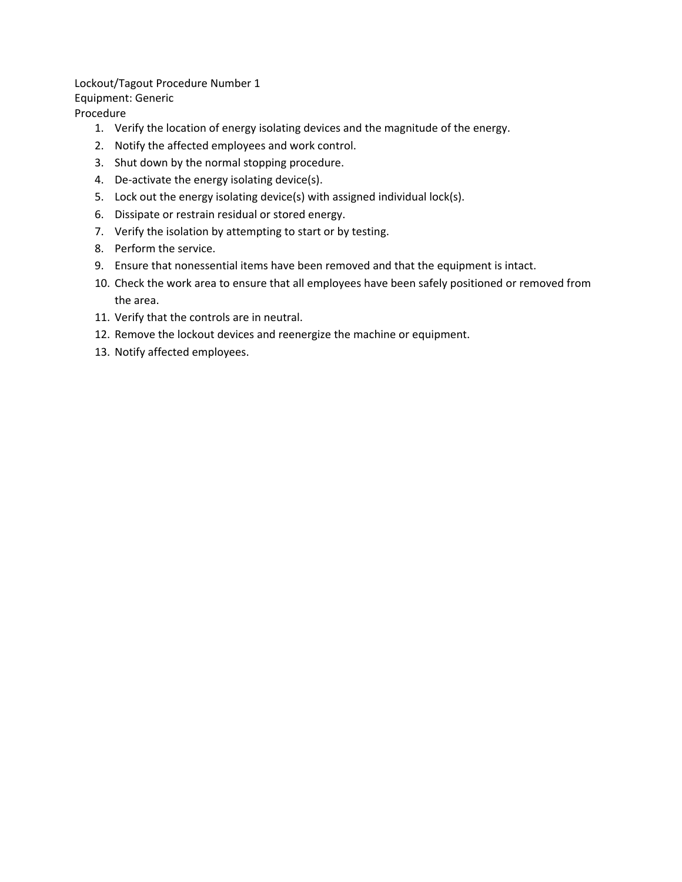Lockout/Tagout Procedure Number 1
Equipment: Generic
Procedure

1. Verify the location of energy isolating devices and the magnitude of the energy.
2. Notify the affected employees and work control.
3. Shut down by the normal stopping procedure.
4. De-activate the energy isolating device(s).
5. Lock out the energy isolating device(s) with assigned individual lock(s).
6. Dissipate or restrain residual or stored energy.
7. Verify the isolation by attempting to start or by testing.
8. Perform the service.
9. Ensure that nonessential items have been removed and that the equipment is intact.
10. Check the work area to ensure that all employees have been safely positioned or removed from the area.
11. Verify that the controls are in neutral.
12. Remove the lockout devices and reenergize the machine or equipment.
13. Notify affected employees.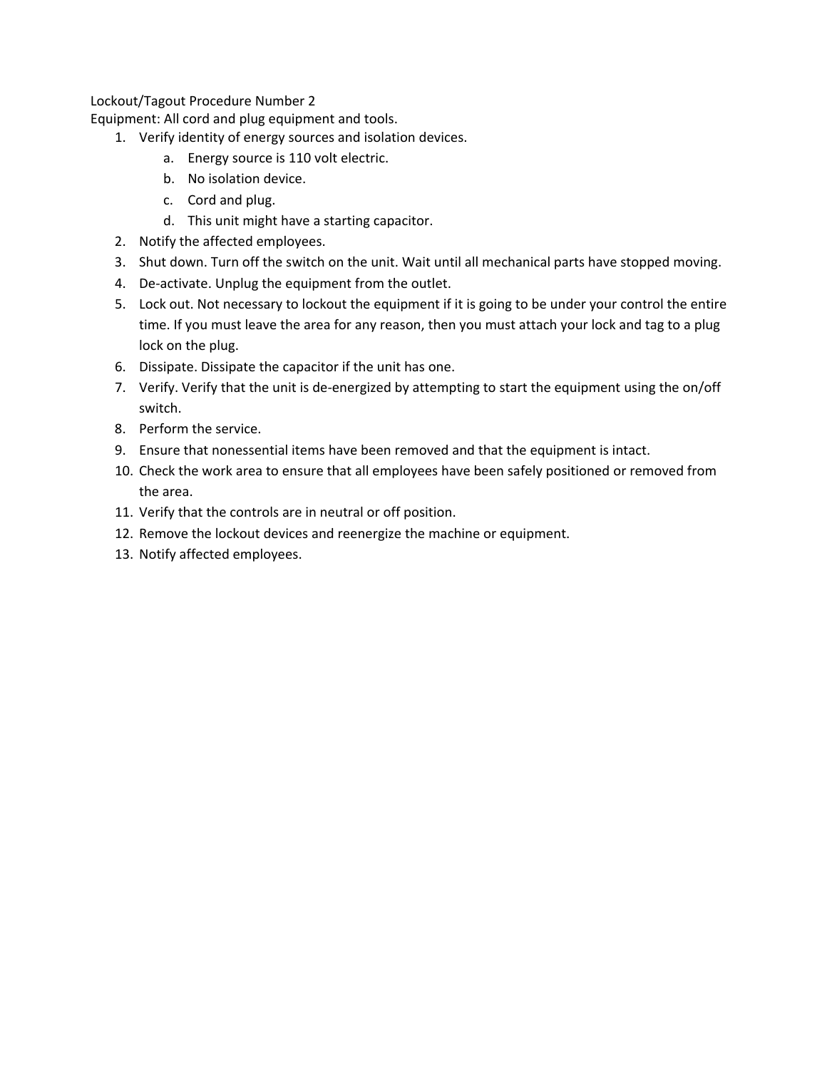Lockout/Tagout Procedure Number 2

Equipment: All cord and plug equipment and tools.

1. Verify identity of energy sources and isolation devices.
    a. Energy source is 110 volt electric.
    b. No isolation device.
    c. Cord and plug.
    d. This unit might have a starting capacitor.
2. Notify the affected employees.
3. Shut down. Turn off the switch on the unit. Wait until all mechanical parts have stopped moving.
4. De-activate. Unplug the equipment from the outlet.
5. Lock out. Not necessary to lockout the equipment if it is going to be under your control the entire time. If you must leave the area for any reason, then you must attach your lock and tag to a plug lock on the plug.
6. Dissipate. Dissipate the capacitor if the unit has one.
7. Verify. Verify that the unit is de-energized by attempting to start the equipment using the on/off switch.
8. Perform the service.
9. Ensure that nonessential items have been removed and that the equipment is intact.
10. Check the work area to ensure that all employees have been safely positioned or removed from the area.
11. Verify that the controls are in neutral or off position.
12. Remove the lockout devices and reenergize the machine or equipment.
13. Notify affected employees.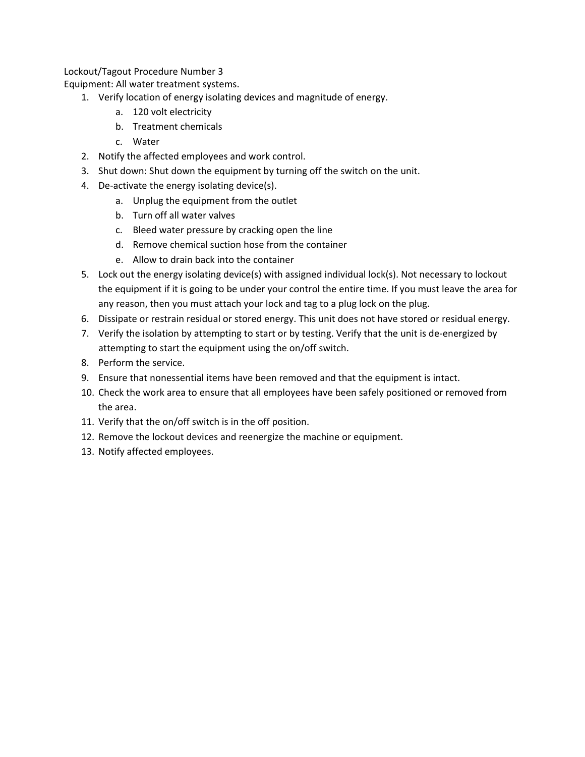Lockout/Tagout Procedure Number 3

Equipment: All water treatment systems.

1. Verify location of energy isolating devices and magnitude of energy.
    a. 120 volt electricity
    b. Treatment chemicals
    c. Water
2. Notify the affected employees and work control.
3. Shut down: Shut down the equipment by turning off the switch on the unit.
4. De-activate the energy isolating device(s).
    a. Unplug the equipment from the outlet
    b. Turn off all water valves
    c. Bleed water pressure by cracking open the line
    d. Remove chemical suction hose from the container
    e. Allow to drain back into the container
5. Lock out the energy isolating device(s) with assigned individual lock(s). Not necessary to lockout the equipment if it is going to be under your control the entire time. If you must leave the area for any reason, then you must attach your lock and tag to a plug lock on the plug.
6. Dissipate or restrain residual or stored energy. This unit does not have stored or residual energy.
7. Verify the isolation by attempting to start or by testing. Verify that the unit is de-energized by attempting to start the equipment using the on/off switch.
8. Perform the service.
9. Ensure that nonessential items have been removed and that the equipment is intact.
10. Check the work area to ensure that all employees have been safely positioned or removed from the area.
11. Verify that the on/off switch is in the off position.
12. Remove the lockout devices and reenergize the machine or equipment.
13. Notify affected employees.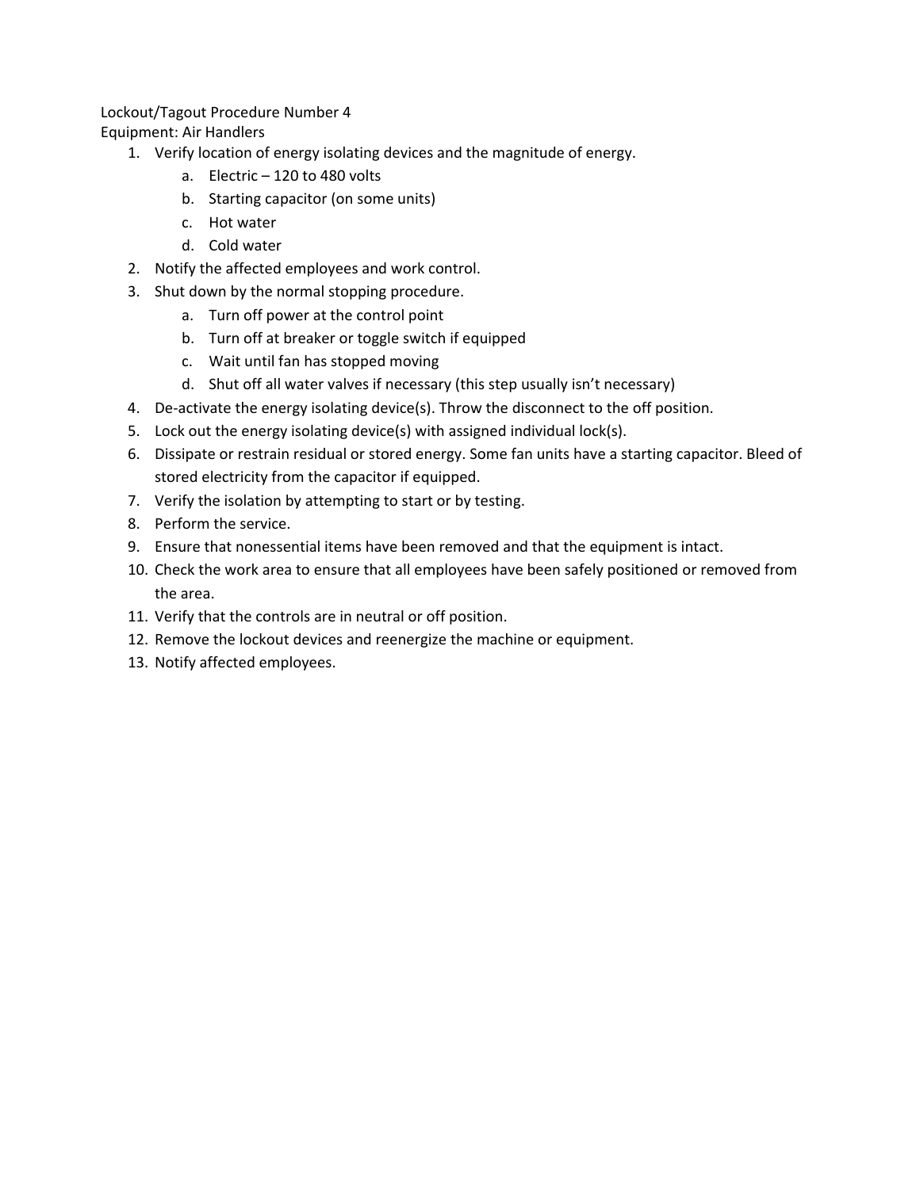Lockout/Tagout Procedure Number 4

Equipment: Air Handlers

1. Verify location of energy isolating devices and the magnitude of energy.
    a. Electric – 120 to 480 volts
    b. Starting capacitor (on some units)
    c. Hot water
    d. Cold water
2. Notify the affected employees and work control.
3. Shut down by the normal stopping procedure.
    a. Turn off power at the control point
    b. Turn off at breaker or toggle switch if equipped
    c. Wait until fan has stopped moving
    d. Shut off all water valves if necessary (this step usually isn't necessary)
4. De-activate the energy isolating device(s). Throw the disconnect to the off position.
5. Lock out the energy isolating device(s) with assigned individual lock(s).
6. Dissipate or restrain residual or stored energy. Some fan units have a starting capacitor. Bleed of stored electricity from the capacitor if equipped.
7. Verify the isolation by attempting to start or by testing.
8. Perform the service.
9. Ensure that nonessential items have been removed and that the equipment is intact.
10. Check the work area to ensure that all employees have been safely positioned or removed from the area.
11. Verify that the controls are in neutral or off position.
12. Remove the lockout devices and reenergize the machine or equipment.
13. Notify affected employees.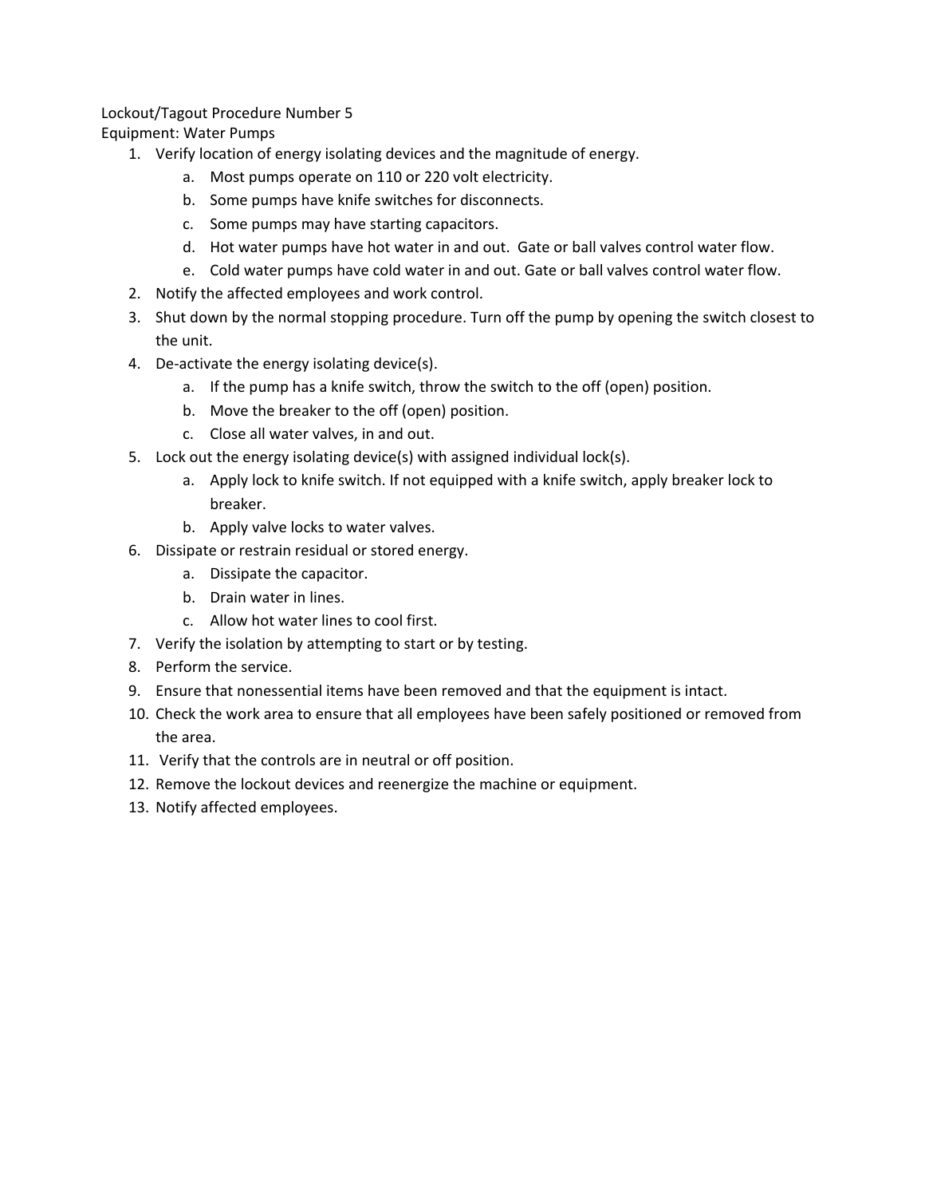Lockout/Tagout Procedure Number 5

Equipment: Water Pumps

1. Verify location of energy isolating devices and the magnitude of energy.
    a. Most pumps operate on 110 or 220 volt electricity.
    b. Some pumps have knife switches for disconnects.
    c. Some pumps may have starting capacitors.
    d. Hot water pumps have hot water in and out. Gate or ball valves control water flow.
    e. Cold water pumps have cold water in and out. Gate or ball valves control water flow.
2. Notify the affected employees and work control.
3. Shut down by the normal stopping procedure. Turn off the pump by opening the switch closest to the unit.
4. De-activate the energy isolating device(s).
    a. If the pump has a knife switch, throw the switch to the off (open) position.
    b. Move the breaker to the off (open) position.
    c. Close all water valves, in and out.
5. Lock out the energy isolating device(s) with assigned individual lock(s).
    a. Apply lock to knife switch. If not equipped with a knife switch, apply breaker lock to breaker.
    b. Apply valve locks to water valves.
6. Dissipate or restrain residual or stored energy.
    a. Dissipate the capacitor.
    b. Drain water in lines.
    c. Allow hot water lines to cool first.
7. Verify the isolation by attempting to start or by testing.
8. Perform the service.
9. Ensure that nonessential items have been removed and that the equipment is intact.
10. Check the work area to ensure that all employees have been safely positioned or removed from the area.
11. Verify that the controls are in neutral or off position.
12. Remove the lockout devices and reenergize the machine or equipment.
13. Notify affected employees.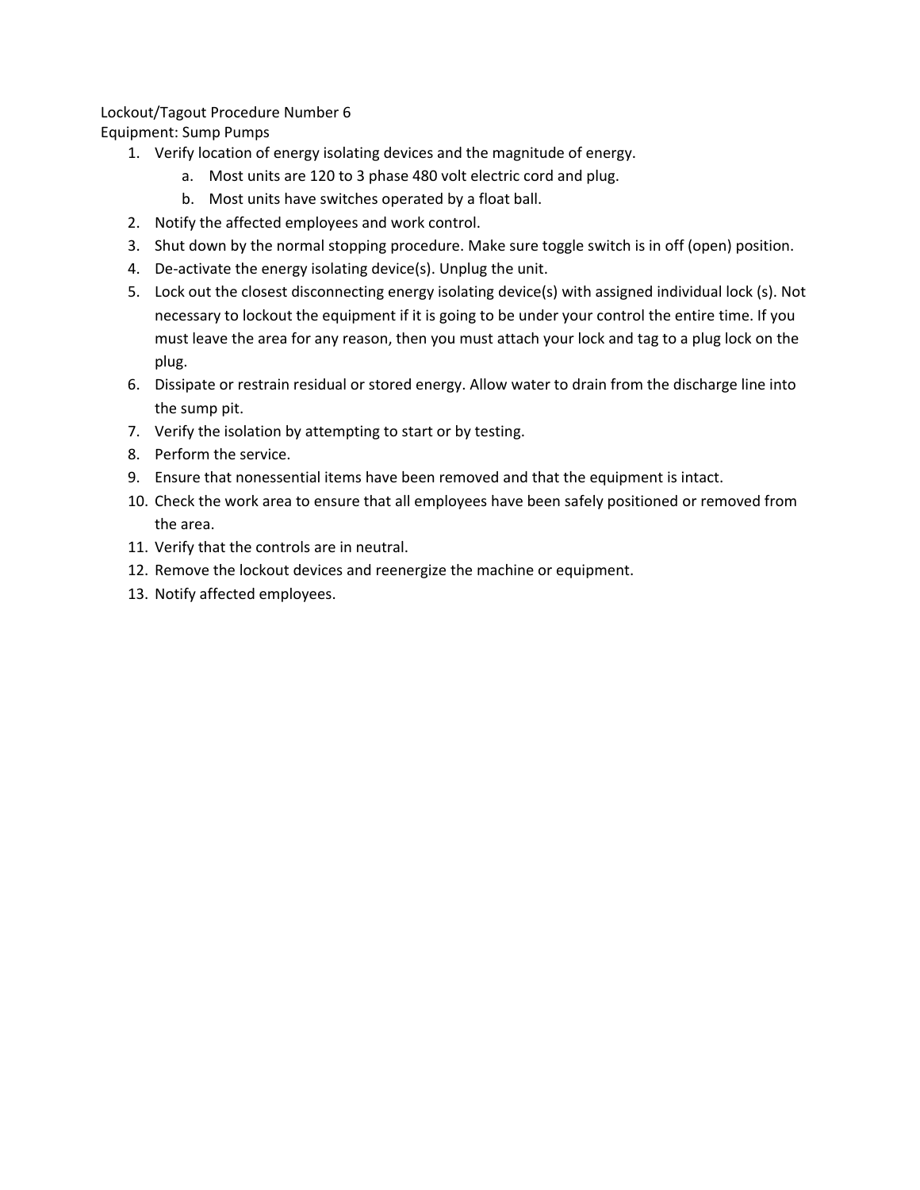Lockout/Tagout Procedure Number 6

Equipment: Sump Pumps

1. Verify location of energy isolating devices and the magnitude of energy.
    a. Most units are 120 to 3 phase 480 volt electric cord and plug.
    b. Most units have switches operated by a float ball.
2. Notify the affected employees and work control.
3. Shut down by the normal stopping procedure. Make sure toggle switch is in off (open) position.
4. De-activate the energy isolating device(s). Unplug the unit.
5. Lock out the closest disconnecting energy isolating device(s) with assigned individual lock (s). Not necessary to lockout the equipment if it is going to be under your control the entire time. If you must leave the area for any reason, then you must attach your lock and tag to a plug lock on the plug.
6. Dissipate or restrain residual or stored energy. Allow water to drain from the discharge line into the sump pit.
7. Verify the isolation by attempting to start or by testing.
8. Perform the service.
9. Ensure that nonessential items have been removed and that the equipment is intact.
10. Check the work area to ensure that all employees have been safely positioned or removed from the area.
11. Verify that the controls are in neutral.
12. Remove the lockout devices and reenergize the machine or equipment.
13. Notify affected employees.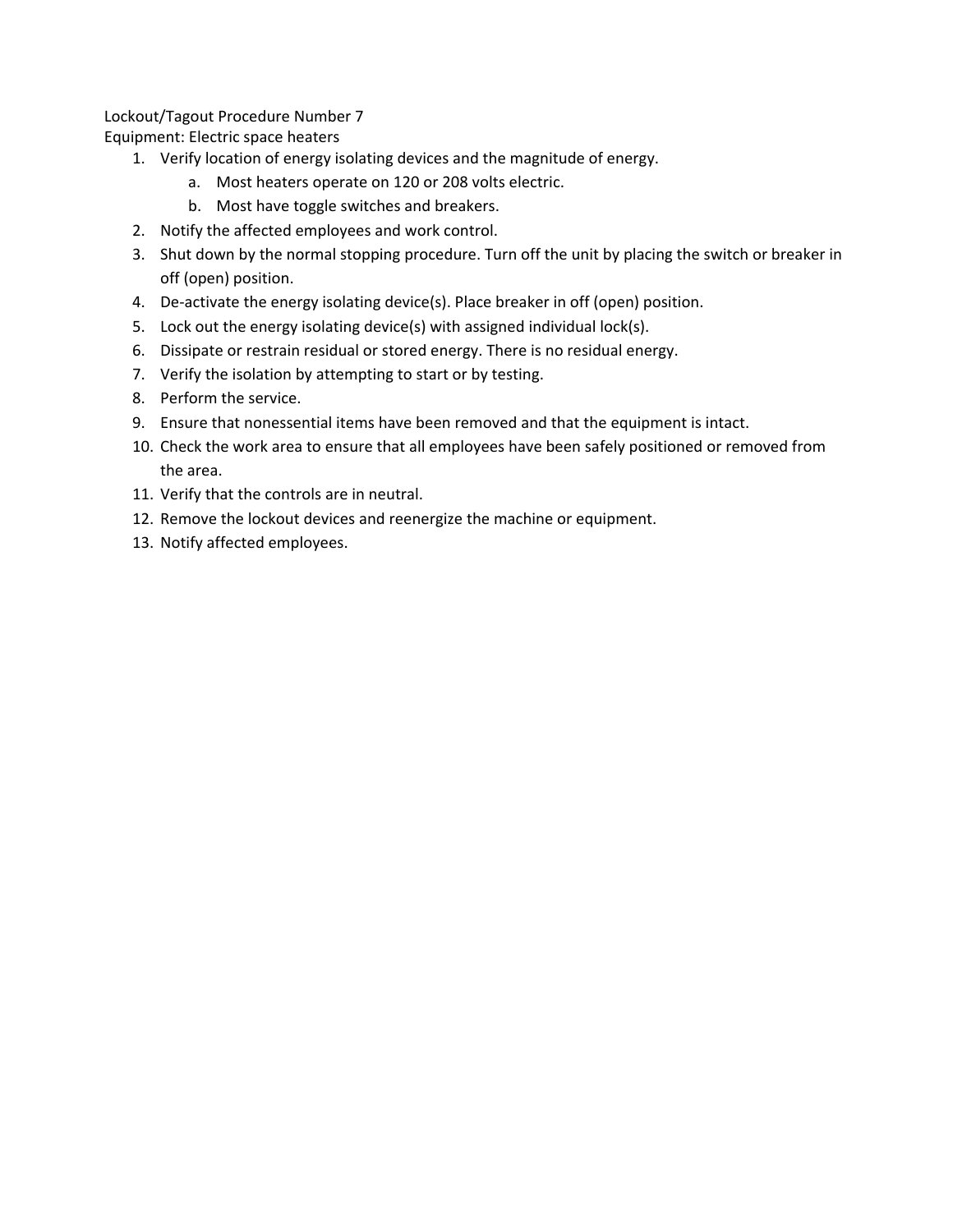Lockout/Tagout Procedure Number 7

Equipment: Electric space heaters

1. Verify location of energy isolating devices and the magnitude of energy.
    a. Most heaters operate on 120 or 208 volts electric.
    b. Most have toggle switches and breakers.
2. Notify the affected employees and work control.
3. Shut down by the normal stopping procedure. Turn off the unit by placing the switch or breaker in off (open) position.
4. De-activate the energy isolating device(s). Place breaker in off (open) position.
5. Lock out the energy isolating device(s) with assigned individual lock(s).
6. Dissipate or restrain residual or stored energy. There is no residual energy.
7. Verify the isolation by attempting to start or by testing.
8. Perform the service.
9. Ensure that nonessential items have been removed and that the equipment is intact.
10. Check the work area to ensure that all employees have been safely positioned or removed from the area.
11. Verify that the controls are in neutral.
12. Remove the lockout devices and reenergize the machine or equipment.
13. Notify affected employees.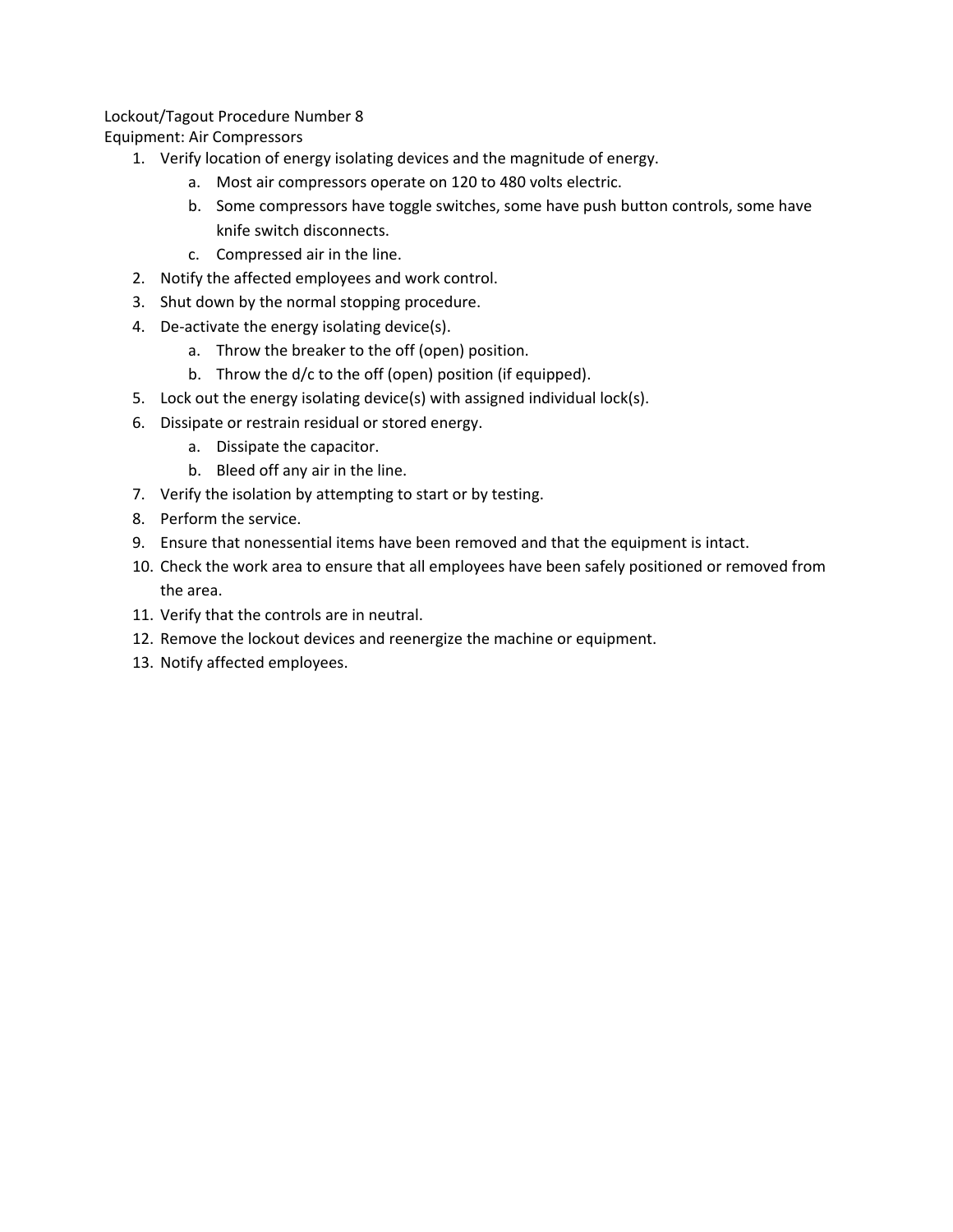Lockout/Tagout Procedure Number 8

Equipment: Air Compressors

1. Verify location of energy isolating devices and the magnitude of energy.
   a. Most air compressors operate on 120 to 480 volts electric.
   b. Some compressors have toggle switches, some have push button controls, some have knife switch disconnects.
   c. Compressed air in the line.
2. Notify the affected employees and work control.
3. Shut down by the normal stopping procedure.
4. De-activate the energy isolating device(s).
   a. Throw the breaker to the off (open) position.
   b. Throw the d/c to the off (open) position (if equipped).
5. Lock out the energy isolating device(s) with assigned individual lock(s).
6. Dissipate or restrain residual or stored energy.
   a. Dissipate the capacitor.
   b. Bleed off any air in the line.
7. Verify the isolation by attempting to start or by testing.
8. Perform the service.
9. Ensure that nonessential items have been removed and that the equipment is intact.
10. Check the work area to ensure that all employees have been safely positioned or removed from the area.
11. Verify that the controls are in neutral.
12. Remove the lockout devices and reenergize the machine or equipment.
13. Notify affected employees.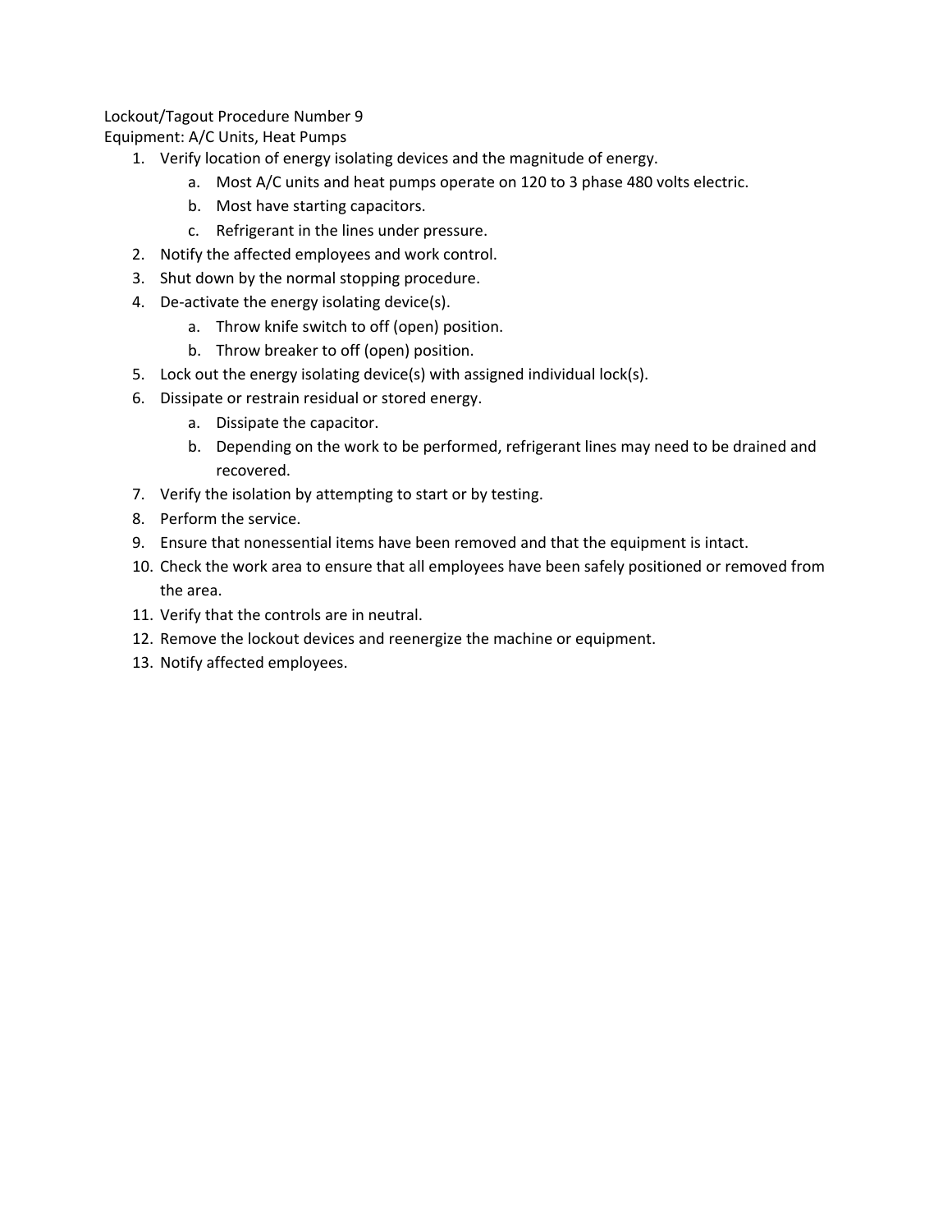Lockout/Tagout Procedure Number 9
Equipment: A/C Units, Heat Pumps

1. Verify location of energy isolating devices and the magnitude of energy.
    a. Most A/C units and heat pumps operate on 120 to 3 phase 480 volts electric.
    b. Most have starting capacitors.
    c. Refrigerant in the lines under pressure.
2. Notify the affected employees and work control.
3. Shut down by the normal stopping procedure.
4. De-activate the energy isolating device(s).
    a. Throw knife switch to off (open) position.
    b. Throw breaker to off (open) position.
5. Lock out the energy isolating device(s) with assigned individual lock(s).
6. Dissipate or restrain residual or stored energy.
    a. Dissipate the capacitor.
    b. Depending on the work to be performed, refrigerant lines may need to be drained and recovered.
7. Verify the isolation by attempting to start or by testing.
8. Perform the service.
9. Ensure that nonessential items have been removed and that the equipment is intact.
10. Check the work area to ensure that all employees have been safely positioned or removed from the area.
11. Verify that the controls are in neutral.
12. Remove the lockout devices and reenergize the machine or equipment.
13. Notify affected employees.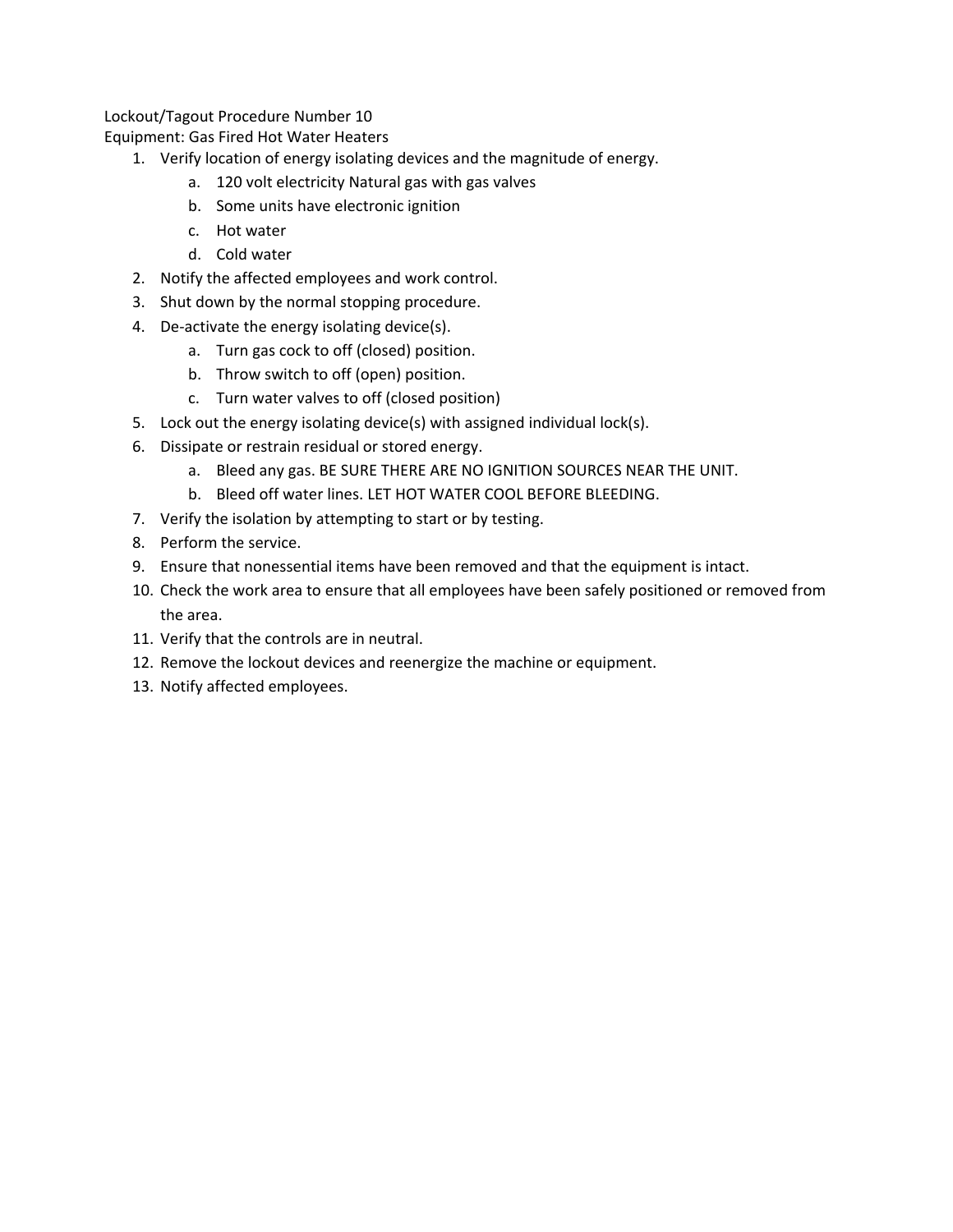Lockout/Tagout Procedure Number 10
Equipment: Gas Fired Hot Water Heaters

1. Verify location of energy isolating devices and the magnitude of energy.
   a. 120 volt electricity Natural gas with gas valves
   b. Some units have electronic ignition
   c. Hot water
   d. Cold water
2. Notify the affected employees and work control.
3. Shut down by the normal stopping procedure.
4. De-activate the energy isolating device(s).
   a. Turn gas cock to off (closed) position.
   b. Throw switch to off (open) position.
   c. Turn water valves to off (closed position)
5. Lock out the energy isolating device(s) with assigned individual lock(s).
6. Dissipate or restrain residual or stored energy.
   a. Bleed any gas. BE SURE THERE ARE NO IGNITION SOURCES NEAR THE UNIT.
   b. Bleed off water lines. LET HOT WATER COOL BEFORE BLEEDING.
7. Verify the isolation by attempting to start or by testing.
8. Perform the service.
9. Ensure that nonessential items have been removed and that the equipment is intact.
10. Check the work area to ensure that all employees have been safely positioned or removed from the area.
11. Verify that the controls are in neutral.
12. Remove the lockout devices and reenergize the machine or equipment.
13. Notify affected employees.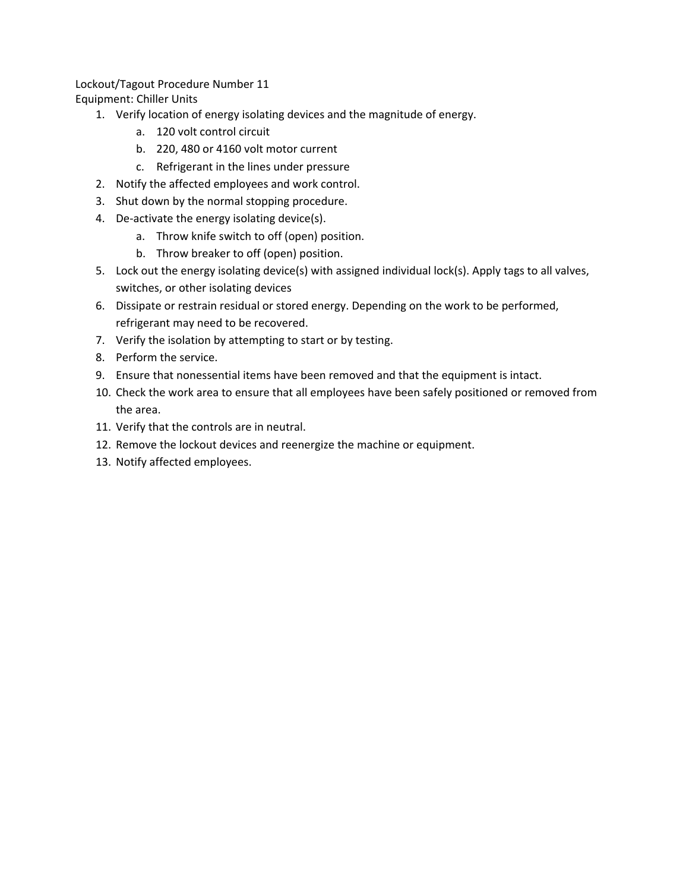Lockout/Tagout Procedure Number 11

Equipment: Chiller Units

1. Verify location of energy isolating devices and the magnitude of energy.
   a. 120 volt control circuit
   b. 220, 480 or 4160 volt motor current
   c. Refrigerant in the lines under pressure
2. Notify the affected employees and work control.
3. Shut down by the normal stopping procedure.
4. De-activate the energy isolating device(s).
   a. Throw knife switch to off (open) position.
   b. Throw breaker to off (open) position.
5. Lock out the energy isolating device(s) with assigned individual lock(s). Apply tags to all valves, switches, or other isolating devices
6. Dissipate or restrain residual or stored energy. Depending on the work to be performed, refrigerant may need to be recovered.
7. Verify the isolation by attempting to start or by testing.
8. Perform the service.
9. Ensure that nonessential items have been removed and that the equipment is intact.
10. Check the work area to ensure that all employees have been safely positioned or removed from the area.
11. Verify that the controls are in neutral.
12. Remove the lockout devices and reenergize the machine or equipment.
13. Notify affected employees.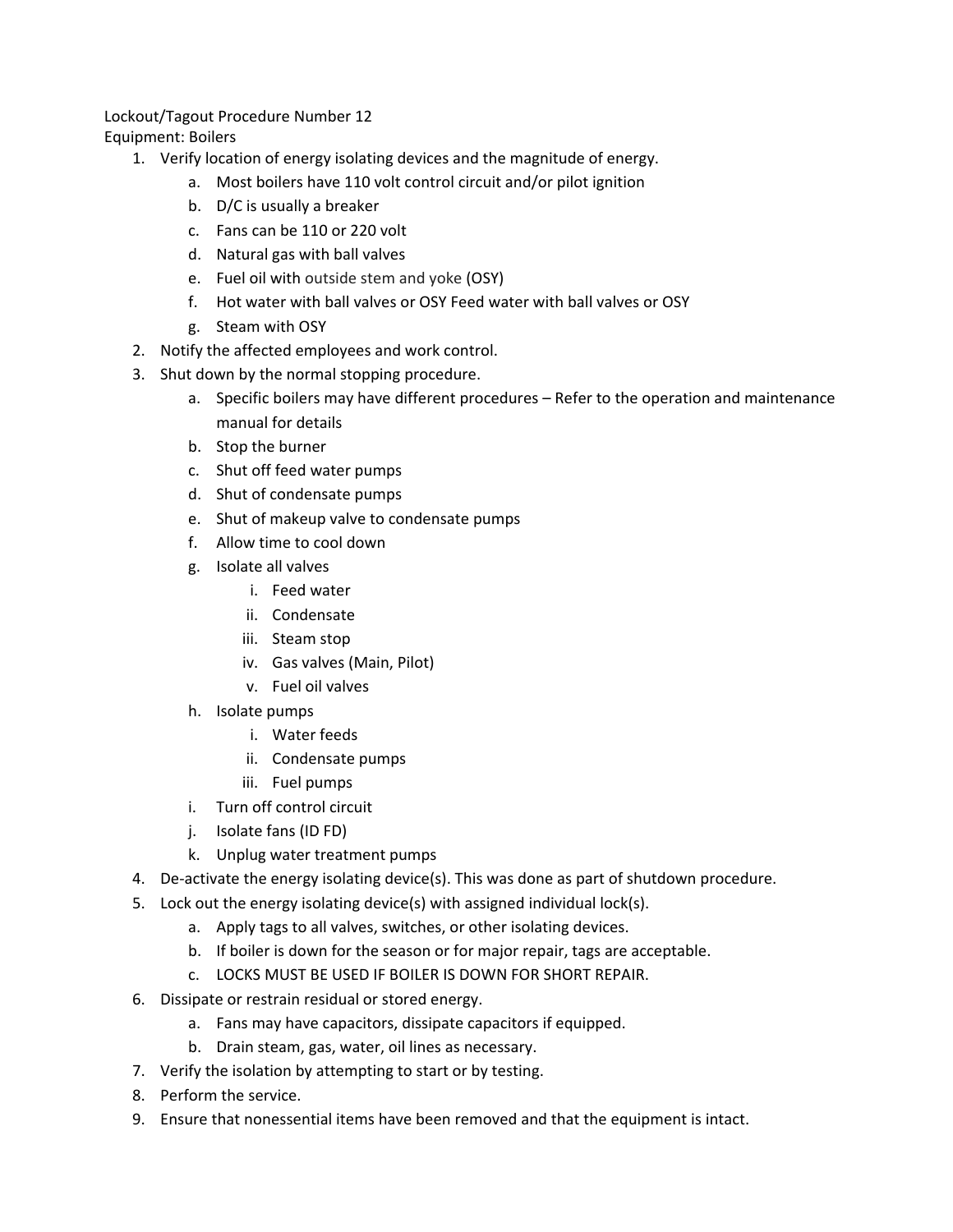Lockout/Tagout Procedure Number 12
Equipment: Boilers

1. Verify location of energy isolating devices and the magnitude of energy.
    a. Most boilers have 110 volt control circuit and/or pilot ignition
    b. D/C is usually a breaker
    c. Fans can be 110 or 220 volt
    d. Natural gas with ball valves
    e. Fuel oil with outside stem and yoke (OSY)
    f. Hot water with ball valves or OSY Feed water with ball valves or OSY
    g. Steam with OSY
2. Notify the affected employees and work control.
3. Shut down by the normal stopping procedure.
    a. Specific boilers may have different procedures – Refer to the operation and maintenance manual for details
    b. Stop the burner
    c. Shut off feed water pumps
    d. Shut of condensate pumps
    e. Shut of makeup valve to condensate pumps
    f. Allow time to cool down
    g. Isolate all valves
        i. Feed water
        ii. Condensate
        iii. Steam stop
        iv. Gas valves (Main, Pilot)
        v. Fuel oil valves
    h. Isolate pumps
        i. Water feeds
        ii. Condensate pumps
        iii. Fuel pumps
    i. Turn off control circuit
    j. Isolate fans (ID FD)
    k. Unplug water treatment pumps
4. De-activate the energy isolating device(s). This was done as part of shutdown procedure.
5. Lock out the energy isolating device(s) with assigned individual lock(s).
    a. Apply tags to all valves, switches, or other isolating devices.
    b. If boiler is down for the season or for major repair, tags are acceptable.
    c. LOCKS MUST BE USED IF BOILER IS DOWN FOR SHORT REPAIR.
6. Dissipate or restrain residual or stored energy.
    a. Fans may have capacitors, dissipate capacitors if equipped.
    b. Drain steam, gas, water, oil lines as necessary.
7. Verify the isolation by attempting to start or by testing.
8. Perform the service.
9. Ensure that nonessential items have been removed and that the equipment is intact.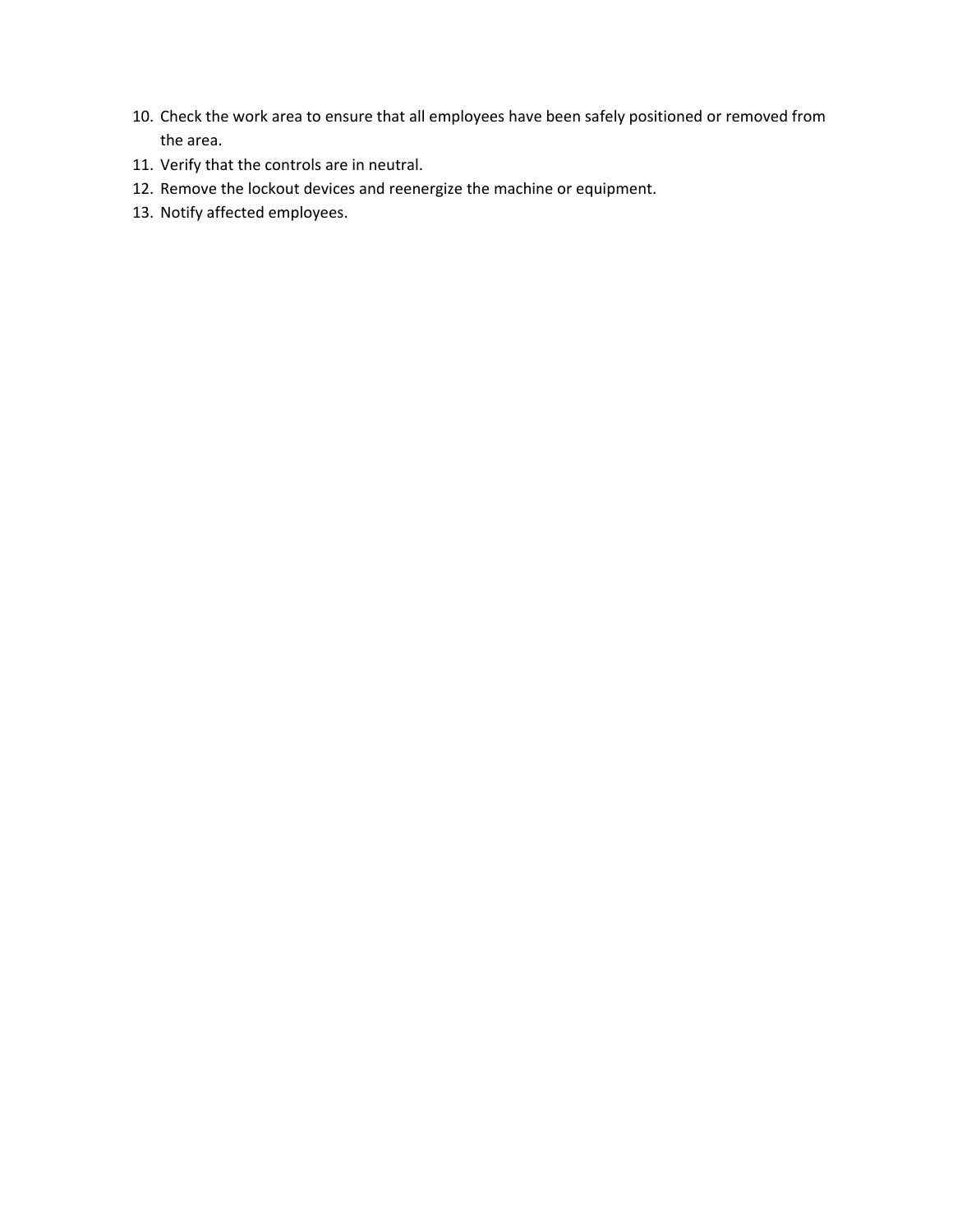10. Check the work area to ensure that all employees have been safely positioned or removed from the area.
11. Verify that the controls are in neutral.
12. Remove the lockout devices and reenergize the machine or equipment.
13. Notify affected employees.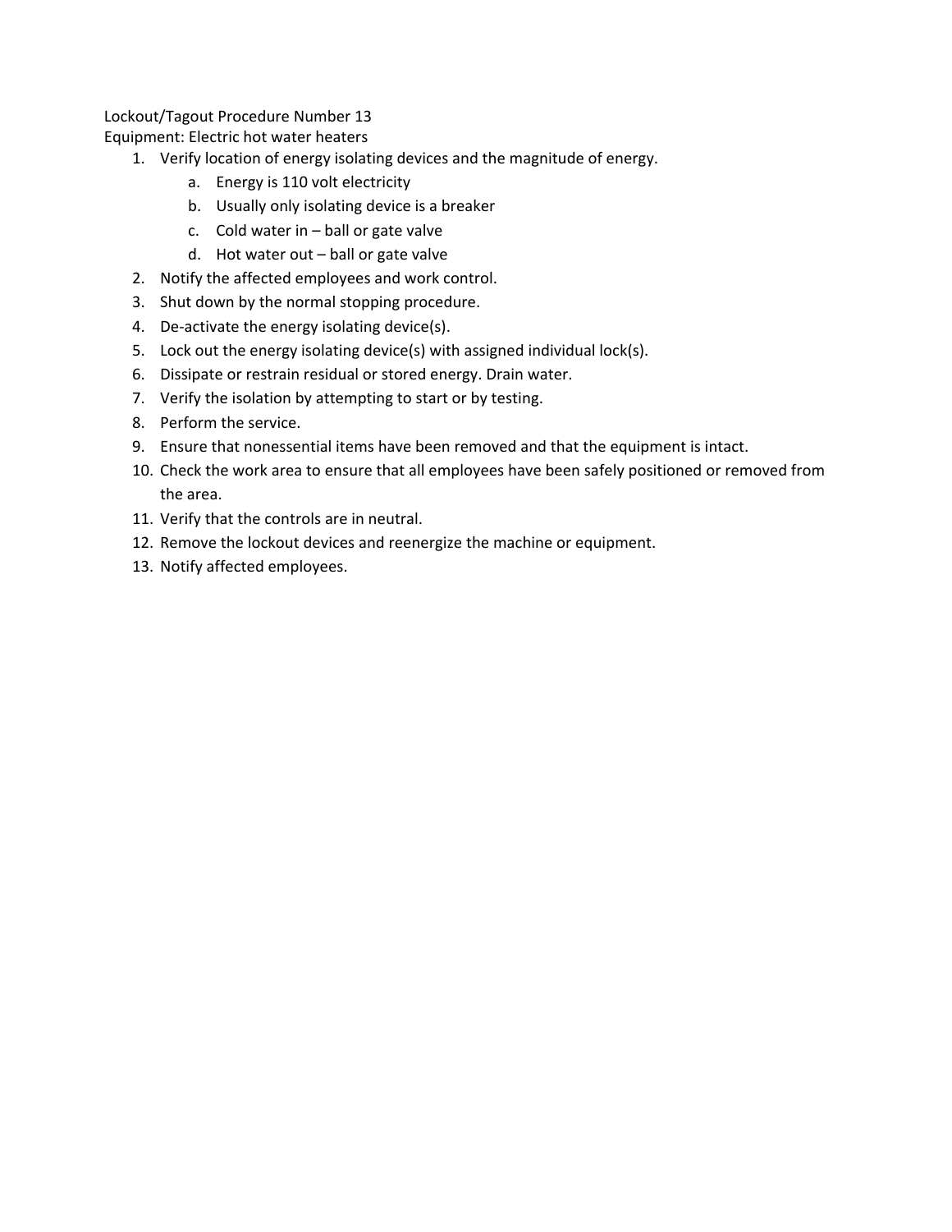Lockout/Tagout Procedure Number 13
Equipment: Electric hot water heaters

1. Verify location of energy isolating devices and the magnitude of energy.
   a. Energy is 110 volt electricity
   b. Usually only isolating device is a breaker
   c. Cold water in – ball or gate valve
   d. Hot water out – ball or gate valve
2. Notify the affected employees and work control.
3. Shut down by the normal stopping procedure.
4. De-activate the energy isolating device(s).
5. Lock out the energy isolating device(s) with assigned individual lock(s).
6. Dissipate or restrain residual or stored energy. Drain water.
7. Verify the isolation by attempting to start or by testing.
8. Perform the service.
9. Ensure that nonessential items have been removed and that the equipment is intact.
10. Check the work area to ensure that all employees have been safely positioned or removed from the area.
11. Verify that the controls are in neutral.
12. Remove the lockout devices and reenergize the machine or equipment.
13. Notify affected employees.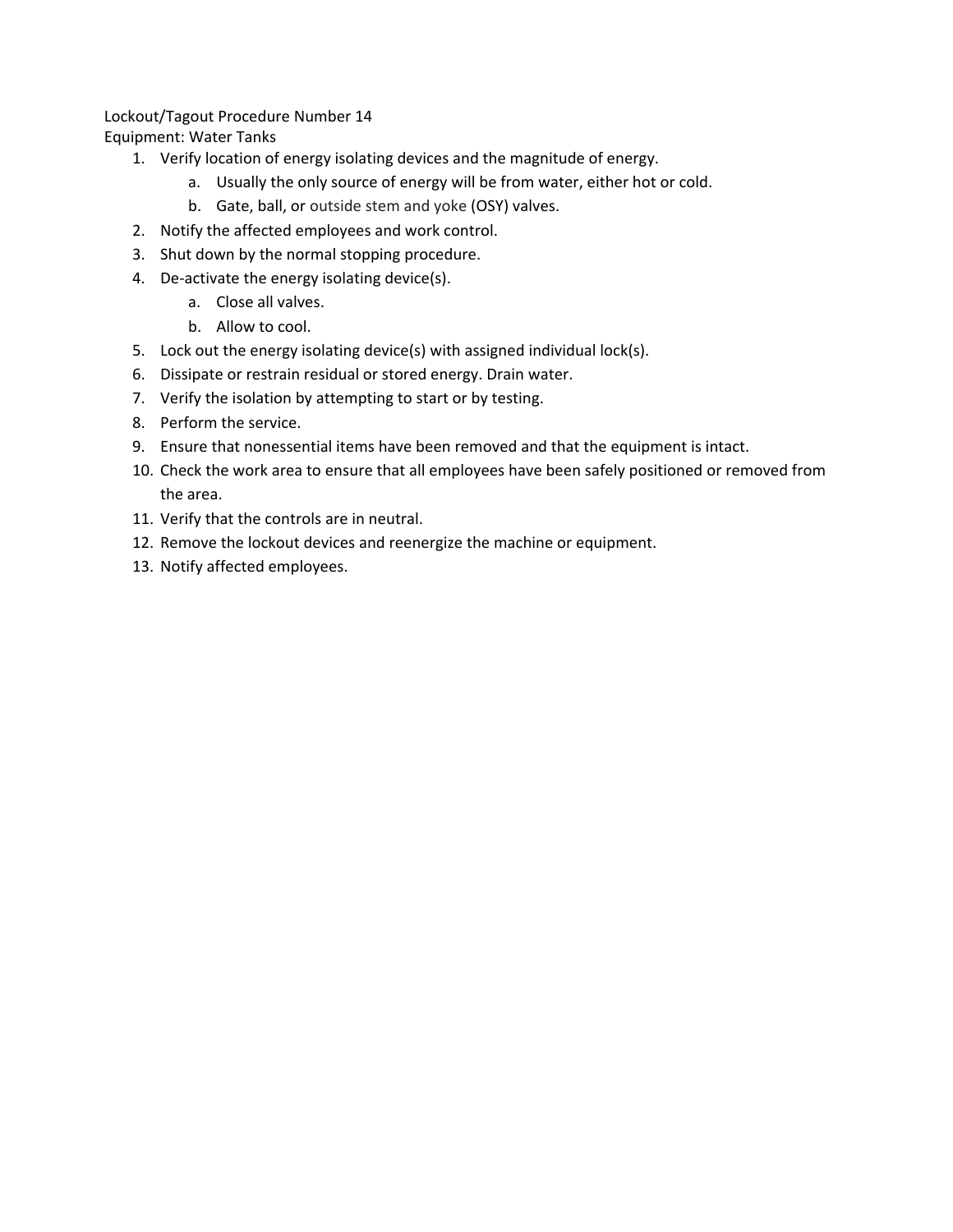Lockout/Tagout Procedure Number 14
Equipment: Water Tanks

1. Verify location of energy isolating devices and the magnitude of energy.
    a. Usually the only source of energy will be from water, either hot or cold.
    b. Gate, ball, or outside stem and yoke (OSY) valves.
2. Notify the affected employees and work control.
3. Shut down by the normal stopping procedure.
4. De-activate the energy isolating device(s).
    a. Close all valves.
    b. Allow to cool.
5. Lock out the energy isolating device(s) with assigned individual lock(s).
6. Dissipate or restrain residual or stored energy. Drain water.
7. Verify the isolation by attempting to start or by testing.
8. Perform the service.
9. Ensure that nonessential items have been removed and that the equipment is intact.
10. Check the work area to ensure that all employees have been safely positioned or removed from the area.
11. Verify that the controls are in neutral.
12. Remove the lockout devices and reenergize the machine or equipment.
13. Notify affected employees.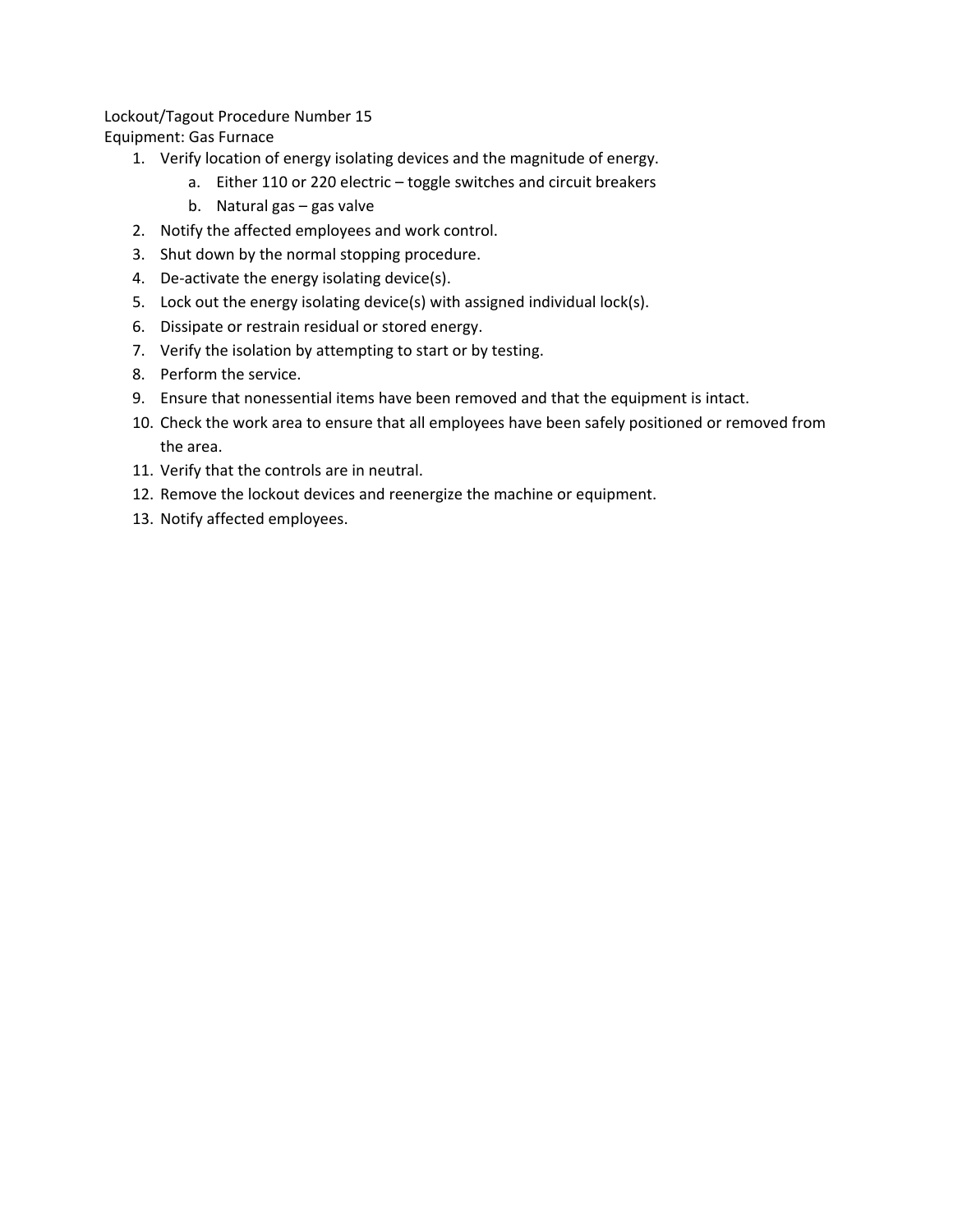Lockout/Tagout Procedure Number 15

Equipment: Gas Furnace

1. Verify location of energy isolating devices and the magnitude of energy.
    a. Either 110 or 220 electric – toggle switches and circuit breakers
    b. Natural gas – gas valve
2. Notify the affected employees and work control.
3. Shut down by the normal stopping procedure.
4. De-activate the energy isolating device(s).
5. Lock out the energy isolating device(s) with assigned individual lock(s).
6. Dissipate or restrain residual or stored energy.
7. Verify the isolation by attempting to start or by testing.
8. Perform the service.
9. Ensure that nonessential items have been removed and that the equipment is intact.
10. Check the work area to ensure that all employees have been safely positioned or removed from the area.
11. Verify that the controls are in neutral.
12. Remove the lockout devices and reenergize the machine or equipment.
13. Notify affected employees.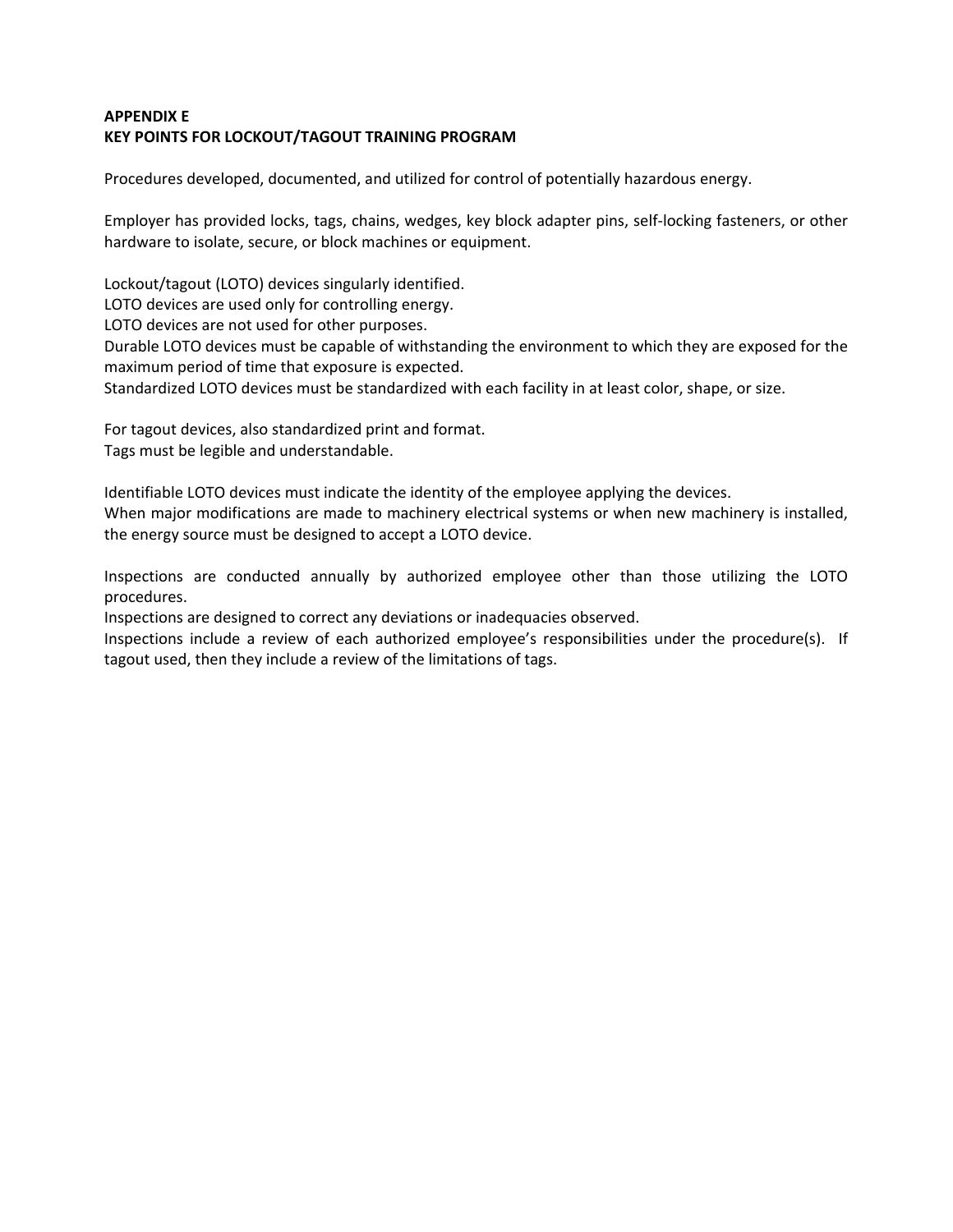**APPENDIX E**
**KEY POINTS FOR LOCKOUT/TAGOUT TRAINING PROGRAM**

Procedures developed, documented, and utilized for control of potentially hazardous energy.

Employer has provided locks, tags, chains, wedges, key block adapter pins, self-locking fasteners, or other hardware to isolate, secure, or block machines or equipment.

Lockout/tagout (LOTO) devices singularly identified.
LOTO devices are used only for controlling energy.
LOTO devices are not used for other purposes.
Durable LOTO devices must be capable of withstanding the environment to which they are exposed for the maximum period of time that exposure is expected.
Standardized LOTO devices must be standardized with each facility in at least color, shape, or size.

For tagout devices, also standardized print and format.
Tags must be legible and understandable.

Identifiable LOTO devices must indicate the identity of the employee applying the devices.
When major modifications are made to machinery electrical systems or when new machinery is installed, the energy source must be designed to accept a LOTO device.

Inspections are conducted annually by authorized employee other than those utilizing the LOTO procedures.
Inspections are designed to correct any deviations or inadequacies observed.
Inspections include a review of each authorized employee's responsibilities under the procedure(s). If tagout used, then they include a review of the limitations of tags.